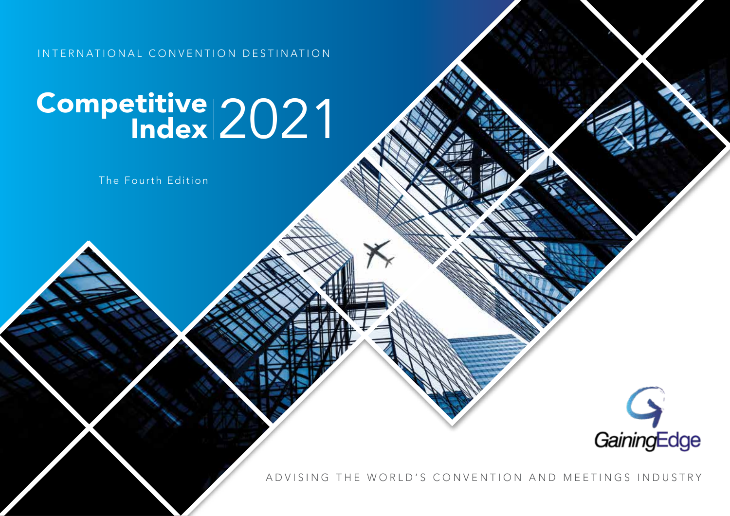INTERNATIONAL CONVENTION DESTINATION

# Competitive Index 2021

The Fourth Edition

GainingEdge

ADVISING THE WORLD'S CONVENTION AND MEETINGS INDUSTRY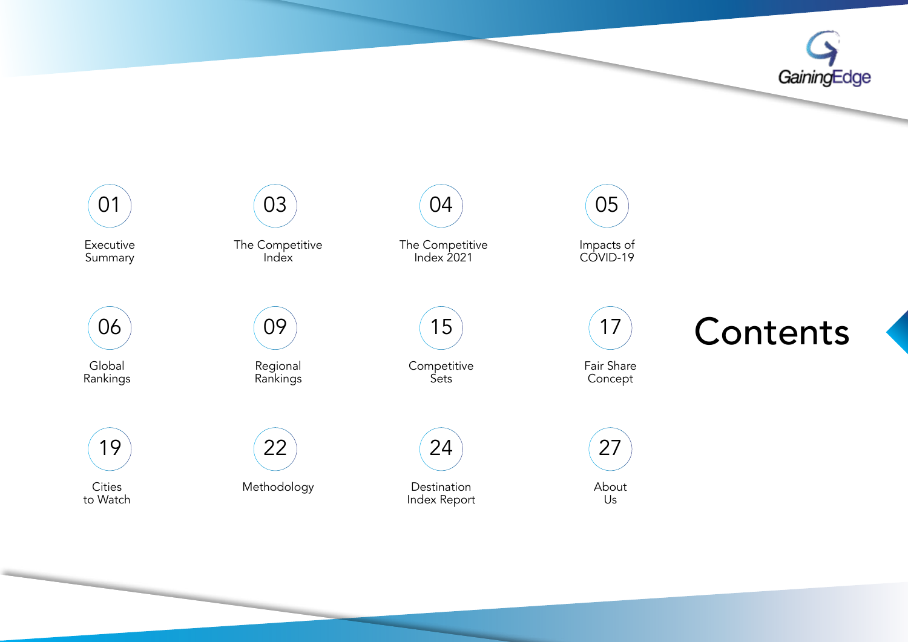# Contents

- 01 Executive Summary
- 03 The Competitive Index
- 04 The Competitive Index 2021
- 05 Impacts of COVID-19
- 06 Global Rankings
- 09 Regional Rankings
- 15 Competitive Sets
- 17 Fair Share Concept
- 19 Cities to Watch
- 22 Methodology
- 24 Destination Index Report
- 27 About Us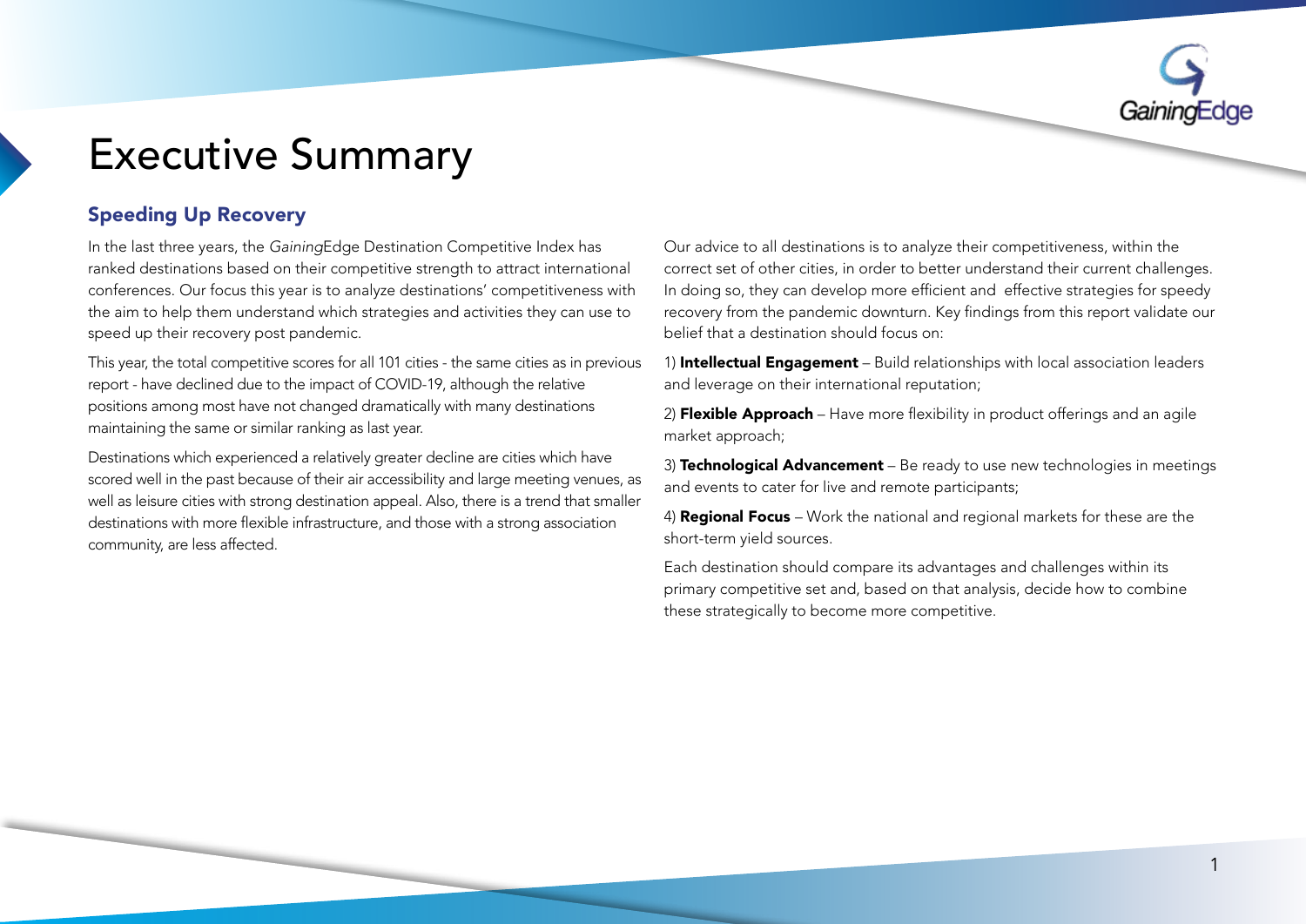# Executive Summary

## Speeding Up Recovery

In the last three years, the *Gaining*Edge Destination Competitive Index has ranked destinations based on their competitive strength to attract international conferences. Our focus this year is to analyze destinations' competitiveness with the aim to help them understand which strategies and activities they can use to speed up their recovery post pandemic.

This year, the total competitive scores for all 101 cities - the same cities as in previous report - have declined due to the impact of COVID-19, although the relative positions among most have not changed dramatically with many destinations maintaining the same or similar ranking as last year.

Destinations which experienced a relatively greater decline are cities which have scored well in the past because of their air accessibility and large meeting venues, as well as leisure cities with strong destination appeal. Also, there is a trend that smaller destinations with more flexible infrastructure, and those with a strong association community, are less affected.

Our advice to all destinations is to analyze their competitiveness, within the correct set of other cities, in order to better understand their current challenges. In doing so, they can develop more efficient and effective strategies for speedy recovery from the pandemic downturn. Key findings from this report validate our belief that a destination should focus on:

1) **Intellectual Engagement** – Build relationships with local association leaders and leverage on their international reputation;

2) **Flexible Approach** – Have more flexibility in product offerings and an agile market approach;

3) **Technological Advancement** – Be ready to use new technologies in meetings and events to cater for live and remote participants;

4) **Regional Focus** – Work the national and regional markets for these are the short-term yield sources.

Each destination should compare its advantages and challenges within its primary competitive set and, based on that analysis, decide how to combine these strategically to become more competitive.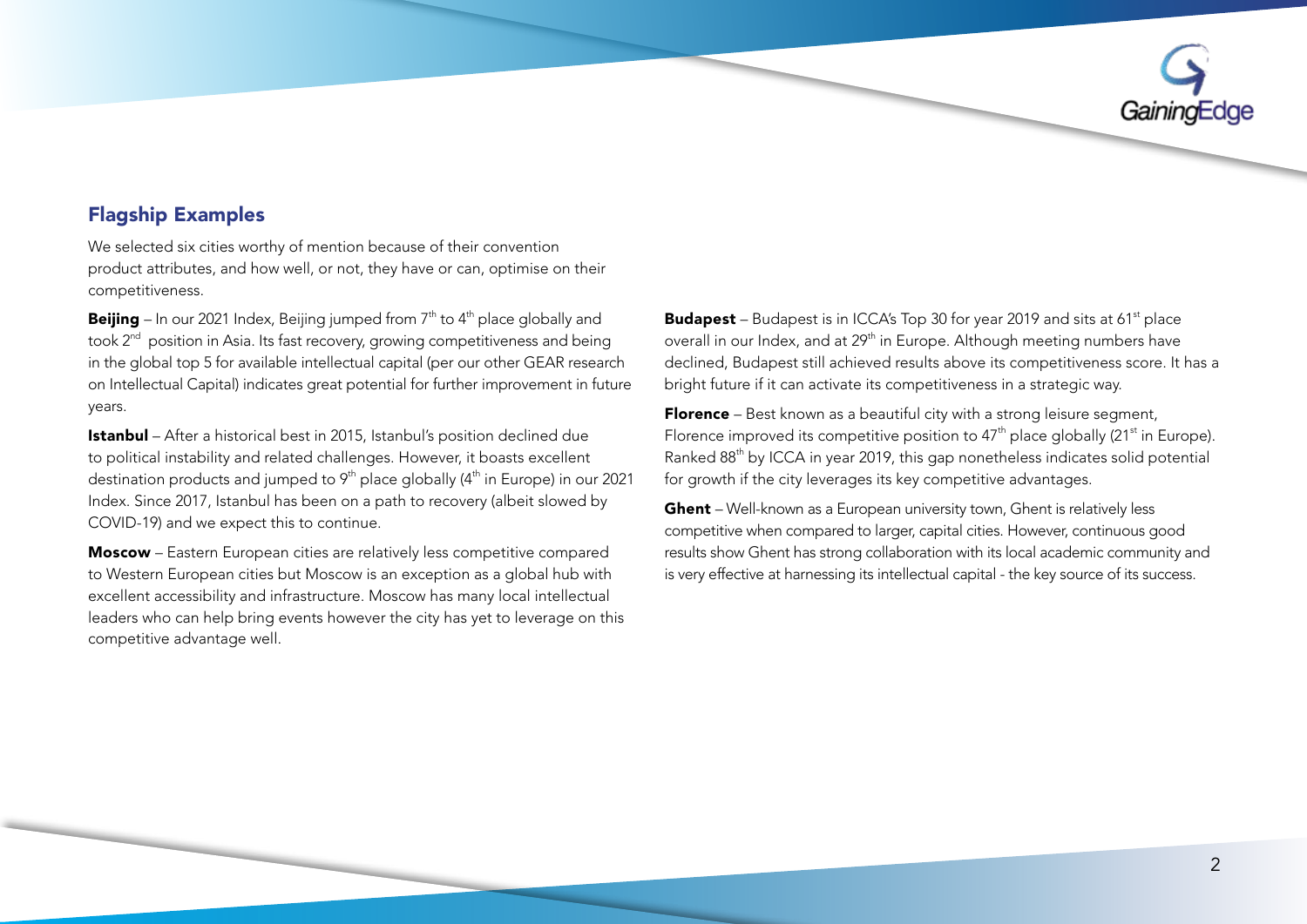## Flagship Examples

We selected six cities worthy of mention because of their convention product attributes, and how well, or not, they have or can, optimise on their competitiveness.

**Beijing** – In our 2021 Index, Beijing jumped from 7th to 4th place globally and took 2nd position in Asia. Its fast recovery, growing competitiveness and being in the global top 5 for available intellectual capital (per our other GEAR research on Intellectual Capital) indicates great potential for further improvement in future years.

**Istanbul** – After a historical best in 2015, Istanbul's position declined due to political instability and related challenges. However, it boasts excellent destination products and jumped to 9th place globally (4th in Europe) in our 2021 Index. Since 2017, Istanbul has been on a path to recovery (albeit slowed by COVID-19) and we expect this to continue.

**Moscow** – Eastern European cities are relatively less competitive compared to Western European cities but Moscow is an exception as a global hub with excellent accessibility and infrastructure. Moscow has many local intellectual leaders who can help bring events however the city has yet to leverage on this competitive advantage well.

**Budapest** – Budapest is in ICCA's Top 30 for year 2019 and sits at 61st place overall in our Index, and at 29th in Europe. Although meeting numbers have declined, Budapest still achieved results above its competitiveness score. It has a bright future if it can activate its competitiveness in a strategic way.

**Florence** – Best known as a beautiful city with a strong leisure segment, Florence improved its competitive position to 47th place globally (21st in Europe). Ranked 88th by ICCA in year 2019, this gap nonetheless indicates solid potential for growth if the city leverages its key competitive advantages.

**Ghent** – Well-known as a European university town, Ghent is relatively less competitive when compared to larger, capital cities. However, continuous good results show Ghent has strong collaboration with its local academic community and is very effective at harnessing its intellectual capital - the key source of its success.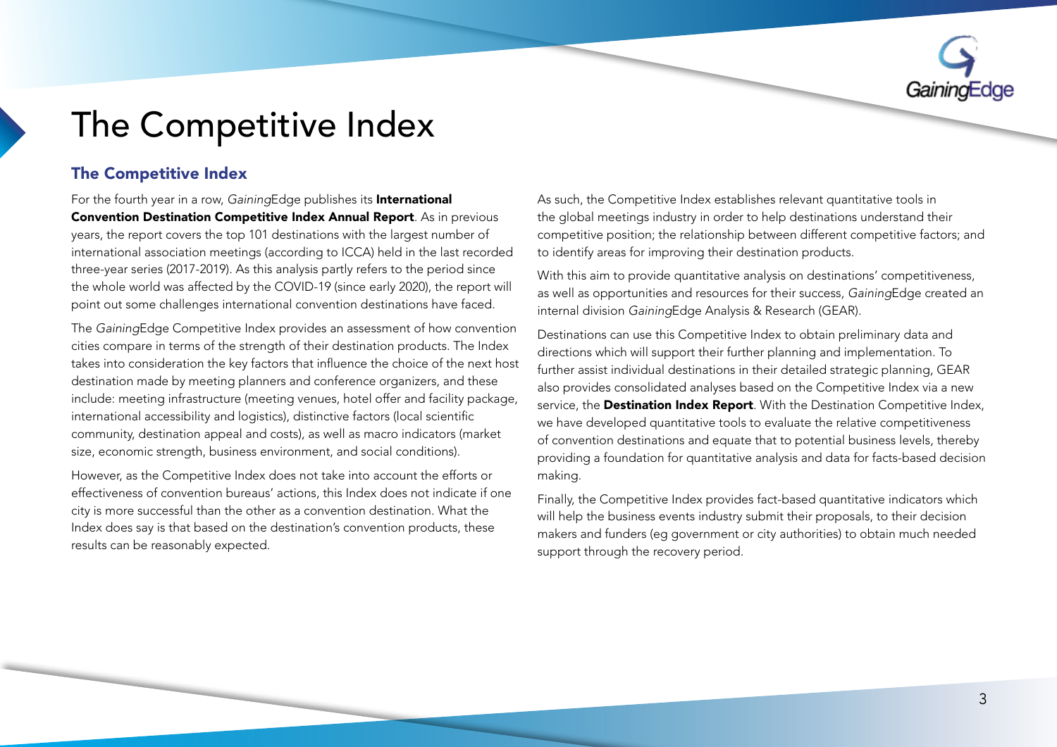# The Competitive Index

## The Competitive Index

For the fourth year in a row, *Gaining*Edge publishes its **International Convention Destination Competitive Index Annual Report**. As in previous years, the report covers the top 101 destinations with the largest number of international association meetings (according to ICCA) held in the last recorded three-year series (2017-2019). As this analysis partly refers to the period since the whole world was affected by the COVID-19 (since early 2020), the report will point out some challenges international convention destinations have faced.

The *Gaining*Edge Competitive Index provides an assessment of how convention cities compare in terms of the strength of their destination products. The Index takes into consideration the key factors that influence the choice of the next host destination made by meeting planners and conference organizers, and these include: meeting infrastructure (meeting venues, hotel offer and facility package, international accessibility and logistics), distinctive factors (local scientific community, destination appeal and costs), as well as macro indicators (market size, economic strength, business environment, and social conditions).

However, as the Competitive Index does not take into account the efforts or effectiveness of convention bureaus' actions, this Index does not indicate if one city is more successful than the other as a convention destination. What the Index does say is that based on the destination's convention products, these results can be reasonably expected.

As such, the Competitive Index establishes relevant quantitative tools in the global meetings industry in order to help destinations understand their competitive position; the relationship between different competitive factors; and to identify areas for improving their destination products.

With this aim to provide quantitative analysis on destinations' competitiveness, as well as opportunities and resources for their success, *Gaining*Edge created an internal division *Gaining*Edge Analysis & Research (GEAR).

Destinations can use this Competitive Index to obtain preliminary data and directions which will support their further planning and implementation. To further assist individual destinations in their detailed strategic planning, GEAR also provides consolidated analyses based on the Competitive Index via a new service, the **Destination Index Report**. With the Destination Competitive Index, we have developed quantitative tools to evaluate the relative competitiveness of convention destinations and equate that to potential business levels, thereby providing a foundation for quantitative analysis and data for facts-based decision making.

Finally, the Competitive Index provides fact-based quantitative indicators which will help the business events industry submit their proposals, to their decision makers and funders (eg government or city authorities) to obtain much needed support through the recovery period.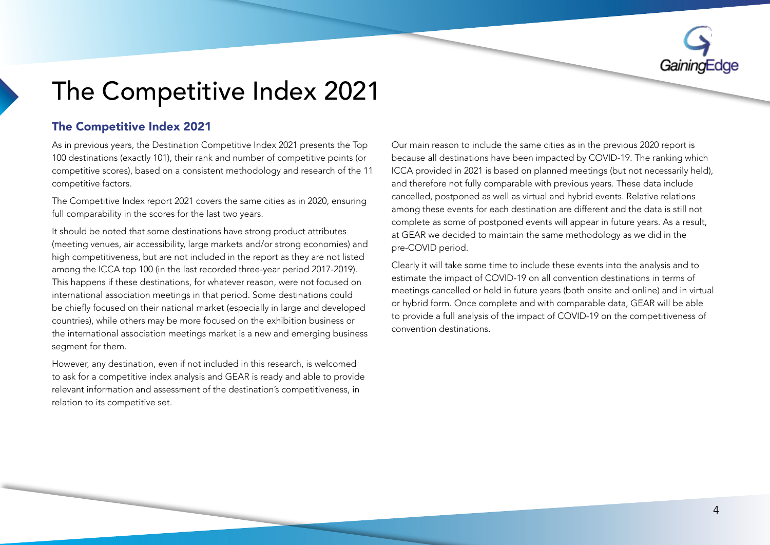# The Competitive Index 2021

## The Competitive Index 2021

As in previous years, the Destination Competitive Index 2021 presents the Top 100 destinations (exactly 101), their rank and number of competitive points (or competitive scores), based on a consistent methodology and research of the 11 competitive factors.

The Competitive Index report 2021 covers the same cities as in 2020, ensuring full comparability in the scores for the last two years.

It should be noted that some destinations have strong product attributes (meeting venues, air accessibility, large markets and/or strong economies) and high competitiveness, but are not included in the report as they are not listed among the ICCA top 100 (in the last recorded three-year period 2017-2019). This happens if these destinations, for whatever reason, were not focused on international association meetings in that period. Some destinations could be chiefly focused on their national market (especially in large and developed countries), while others may be more focused on the exhibition business or the international association meetings market is a new and emerging business segment for them.

However, any destination, even if not included in this research, is welcomed to ask for a competitive index analysis and GEAR is ready and able to provide relevant information and assessment of the destination's competitiveness, in relation to its competitive set.

Our main reason to include the same cities as in the previous 2020 report is because all destinations have been impacted by COVID-19. The ranking which ICCA provided in 2021 is based on planned meetings (but not necessarily held), and therefore not fully comparable with previous years. These data include cancelled, postponed as well as virtual and hybrid events. Relative relations among these events for each destination are different and the data is still not complete as some of postponed events will appear in future years. As a result, at GEAR we decided to maintain the same methodology as we did in the pre-COVID period.

Clearly it will take some time to include these events into the analysis and to estimate the impact of COVID-19 on all convention destinations in terms of meetings cancelled or held in future years (both onsite and online) and in virtual or hybrid form. Once complete and with comparable data, GEAR will be able to provide a full analysis of the impact of COVID-19 on the competitiveness of convention destinations.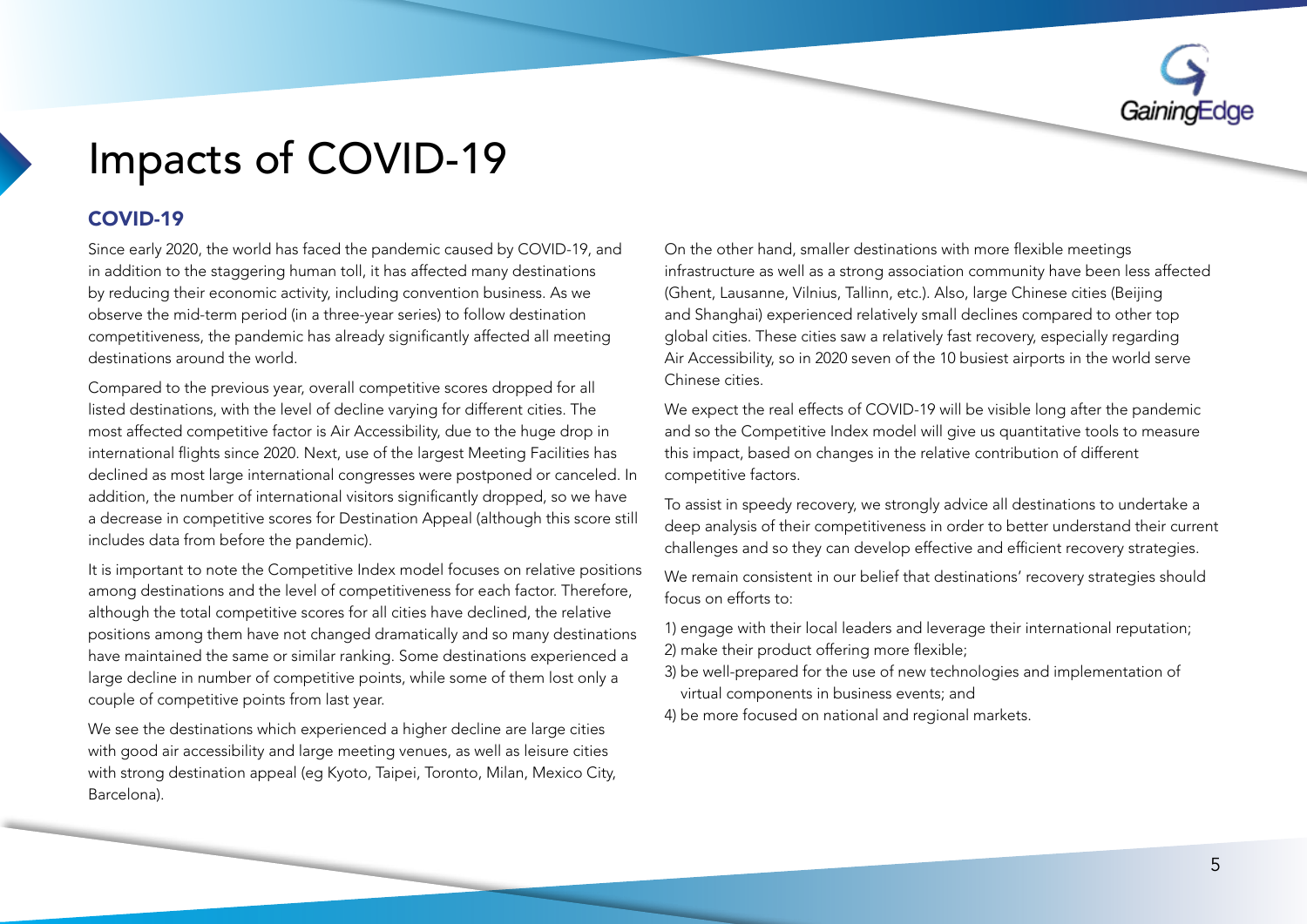# Impacts of COVID-19

## COVID-19

Since early 2020, the world has faced the pandemic caused by COVID-19, and in addition to the staggering human toll, it has affected many destinations by reducing their economic activity, including convention business. As we observe the mid-term period (in a three-year series) to follow destination competitiveness, the pandemic has already significantly affected all meeting destinations around the world.

Compared to the previous year, overall competitive scores dropped for all listed destinations, with the level of decline varying for different cities. The most affected competitive factor is Air Accessibility, due to the huge drop in international flights since 2020. Next, use of the largest Meeting Facilities has declined as most large international congresses were postponed or canceled. In addition, the number of international visitors significantly dropped, so we have a decrease in competitive scores for Destination Appeal (although this score still includes data from before the pandemic).

It is important to note the Competitive Index model focuses on relative positions among destinations and the level of competitiveness for each factor. Therefore, although the total competitive scores for all cities have declined, the relative positions among them have not changed dramatically and so many destinations have maintained the same or similar ranking. Some destinations experienced a large decline in number of competitive points, while some of them lost only a couple of competitive points from last year.

We see the destinations which experienced a higher decline are large cities with good air accessibility and large meeting venues, as well as leisure cities with strong destination appeal (eg Kyoto, Taipei, Toronto, Milan, Mexico City, Barcelona).

On the other hand, smaller destinations with more flexible meetings infrastructure as well as a strong association community have been less affected (Ghent, Lausanne, Vilnius, Tallinn, etc.). Also, large Chinese cities (Beijing and Shanghai) experienced relatively small declines compared to other top global cities. These cities saw a relatively fast recovery, especially regarding Air Accessibility, so in 2020 seven of the 10 busiest airports in the world serve Chinese cities.

We expect the real effects of COVID-19 will be visible long after the pandemic and so the Competitive Index model will give us quantitative tools to measure this impact, based on changes in the relative contribution of different competitive factors.

To assist in speedy recovery, we strongly advice all destinations to undertake a deep analysis of their competitiveness in order to better understand their current challenges and so they can develop effective and efficient recovery strategies.

We remain consistent in our belief that destinations' recovery strategies should focus on efforts to:

1) engage with their local leaders and leverage their international reputation;
2) make their product offering more flexible;
3) be well-prepared for the use of new technologies and implementation of virtual components in business events; and
4) be more focused on national and regional markets.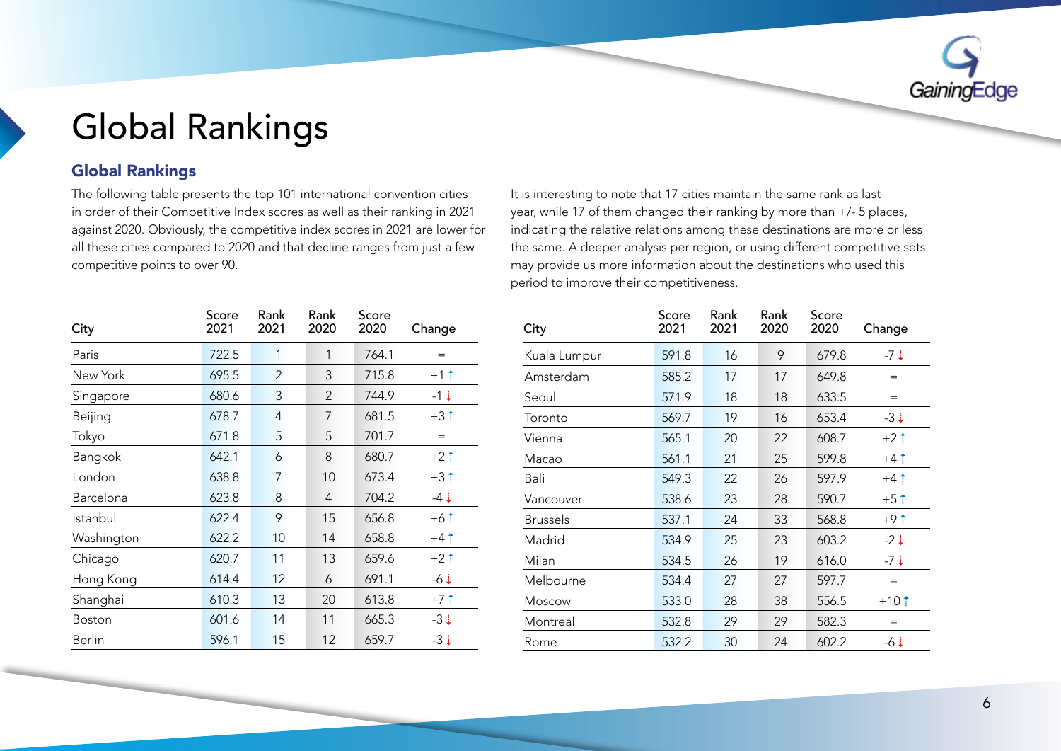# Global Rankings

## Global Rankings

The following table presents the top 101 international convention cities in order of their Competitive Index scores as well as their ranking in 2021 against 2020. Obviously, the competitive index scores in 2021 are lower for all these cities compared to 2020 and that decline ranges from just a few competitive points to over 90.

It is interesting to note that 17 cities maintain the same rank as last year, while 17 of them changed their ranking by more than +/- 5 places, indicating the relative relations among these destinations are more or less the same. A deeper analysis per region, or using different competitive sets may provide us more information about the destinations who used this period to improve their competitiveness.

| City | Score 2021 | Rank 2021 | Rank 2020 | Score 2020 | Change |
|---|---|---|---|---|---|
| Paris | 722.5 | 1 | 1 | 764.1 | = |
| New York | 695.5 | 2 | 3 | 715.8 | +1 ↑ |
| Singapore | 680.6 | 3 | 2 | 744.9 | -1 ↓ |
| Beijing | 678.7 | 4 | 7 | 681.5 | +3 ↑ |
| Tokyo | 671.8 | 5 | 5 | 701.7 | = |
| Bangkok | 642.1 | 6 | 8 | 680.7 | +2 ↑ |
| London | 638.8 | 7 | 10 | 673.4 | +3 ↑ |
| Barcelona | 623.8 | 8 | 4 | 704.2 | -4 ↓ |
| Istanbul | 622.4 | 9 | 15 | 656.8 | +6 ↑ |
| Washington | 622.2 | 10 | 14 | 658.8 | +4 ↑ |
| Chicago | 620.7 | 11 | 13 | 659.6 | +2 ↑ |
| Hong Kong | 614.4 | 12 | 6 | 691.1 | -6 ↓ |
| Shanghai | 610.3 | 13 | 20 | 613.8 | +7 ↑ |
| Boston | 601.6 | 14 | 11 | 665.3 | -3 ↓ |
| Berlin | 596.1 | 15 | 12 | 659.7 | -3 ↓ |

| City | Score 2021 | Rank 2021 | Rank 2020 | Score 2020 | Change |
|---|---|---|---|---|---|
| Kuala Lumpur | 591.8 | 16 | 9 | 679.8 | -7 ↓ |
| Amsterdam | 585.2 | 17 | 17 | 649.8 | = |
| Seoul | 571.9 | 18 | 18 | 633.5 | = |
| Toronto | 569.7 | 19 | 16 | 653.4 | -3 ↓ |
| Vienna | 565.1 | 20 | 22 | 608.7 | +2 ↑ |
| Macao | 561.1 | 21 | 25 | 599.8 | +4 ↑ |
| Bali | 549.3 | 22 | 26 | 597.9 | +4 ↑ |
| Vancouver | 538.6 | 23 | 28 | 590.7 | +5 ↑ |
| Brussels | 537.1 | 24 | 33 | 568.8 | +9 ↑ |
| Madrid | 534.9 | 25 | 23 | 603.2 | -2 ↓ |
| Milan | 534.5 | 26 | 19 | 616.0 | -7 ↓ |
| Melbourne | 534.4 | 27 | 27 | 597.7 | = |
| Moscow | 533.0 | 28 | 38 | 556.5 | +10 ↑ |
| Montreal | 532.8 | 29 | 29 | 582.3 | = |
| Rome | 532.2 | 30 | 24 | 602.2 | -6 ↓ |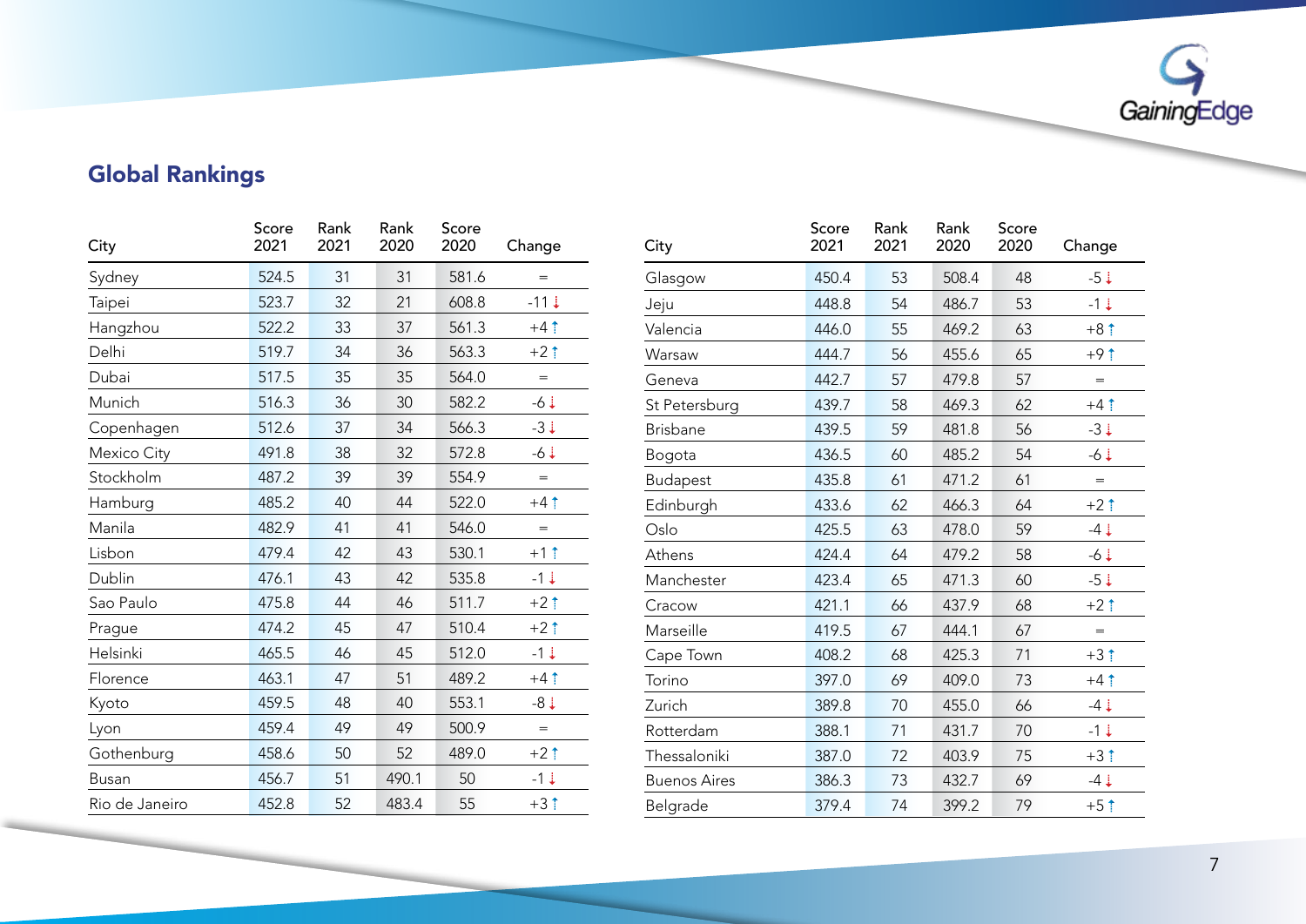## Global Rankings

| City | Score 2021 | Rank 2021 | Rank 2020 | Score 2020 | Change |
|---|---|---|---|---|---|
| Sydney | 524.5 | 31 | 31 | 581.6 | = |
| Taipei | 523.7 | 32 | 21 | 608.8 | -11 ↓ |
| Hangzhou | 522.2 | 33 | 37 | 561.3 | +4 ↑ |
| Delhi | 519.7 | 34 | 36 | 563.3 | +2 ↑ |
| Dubai | 517.5 | 35 | 35 | 564.0 | = |
| Munich | 516.3 | 36 | 30 | 582.2 | -6 ↓ |
| Copenhagen | 512.6 | 37 | 34 | 566.3 | -3 ↓ |
| Mexico City | 491.8 | 38 | 32 | 572.8 | -6 ↓ |
| Stockholm | 487.2 | 39 | 39 | 554.9 | = |
| Hamburg | 485.2 | 40 | 44 | 522.0 | +4 ↑ |
| Manila | 482.9 | 41 | 41 | 546.0 | = |
| Lisbon | 479.4 | 42 | 43 | 530.1 | +1 ↑ |
| Dublin | 476.1 | 43 | 42 | 535.8 | -1 ↓ |
| Sao Paulo | 475.8 | 44 | 46 | 511.7 | +2 ↑ |
| Prague | 474.2 | 45 | 47 | 510.4 | +2 ↑ |
| Helsinki | 465.5 | 46 | 45 | 512.0 | -1 ↓ |
| Florence | 463.1 | 47 | 51 | 489.2 | +4 ↑ |
| Kyoto | 459.5 | 48 | 40 | 553.1 | -8 ↓ |
| Lyon | 459.4 | 49 | 49 | 500.9 | = |
| Gothenburg | 458.6 | 50 | 52 | 489.0 | +2 ↑ |
| Busan | 456.7 | 51 | 490.1 | 50 | -1 ↓ |
| Rio de Janeiro | 452.8 | 52 | 483.4 | 55 | +3 ↑ |

| City | Score 2021 | Rank 2021 | Rank 2020 | Score 2020 | Change |
|---|---|---|---|---|---|
| Glasgow | 450.4 | 53 | 508.4 | 48 | -5 ↓ |
| Jeju | 448.8 | 54 | 486.7 | 53 | -1 ↓ |
| Valencia | 446.0 | 55 | 469.2 | 63 | +8 ↑ |
| Warsaw | 444.7 | 56 | 455.6 | 65 | +9 ↑ |
| Geneva | 442.7 | 57 | 479.8 | 57 | = |
| St Petersburg | 439.7 | 58 | 469.3 | 62 | +4 ↑ |
| Brisbane | 439.5 | 59 | 481.8 | 56 | -3 ↓ |
| Bogota | 436.5 | 60 | 485.2 | 54 | -6 ↓ |
| Budapest | 435.8 | 61 | 471.2 | 61 | = |
| Edinburgh | 433.6 | 62 | 466.3 | 64 | +2 ↑ |
| Oslo | 425.5 | 63 | 478.0 | 59 | -4 ↓ |
| Athens | 424.4 | 64 | 479.2 | 58 | -6 ↓ |
| Manchester | 423.4 | 65 | 471.3 | 60 | -5 ↓ |
| Cracow | 421.1 | 66 | 437.9 | 68 | +2 ↑ |
| Marseille | 419.5 | 67 | 444.1 | 67 | = |
| Cape Town | 408.2 | 68 | 425.3 | 71 | +3 ↑ |
| Torino | 397.0 | 69 | 409.0 | 73 | +4 ↑ |
| Zurich | 389.8 | 70 | 455.0 | 66 | -4 ↓ |
| Rotterdam | 388.1 | 71 | 431.7 | 70 | -1 ↓ |
| Thessaloniki | 387.0 | 72 | 403.9 | 75 | +3 ↑ |
| Buenos Aires | 386.3 | 73 | 432.7 | 69 | -4 ↓ |
| Belgrade | 379.4 | 74 | 399.2 | 79 | +5 ↑ |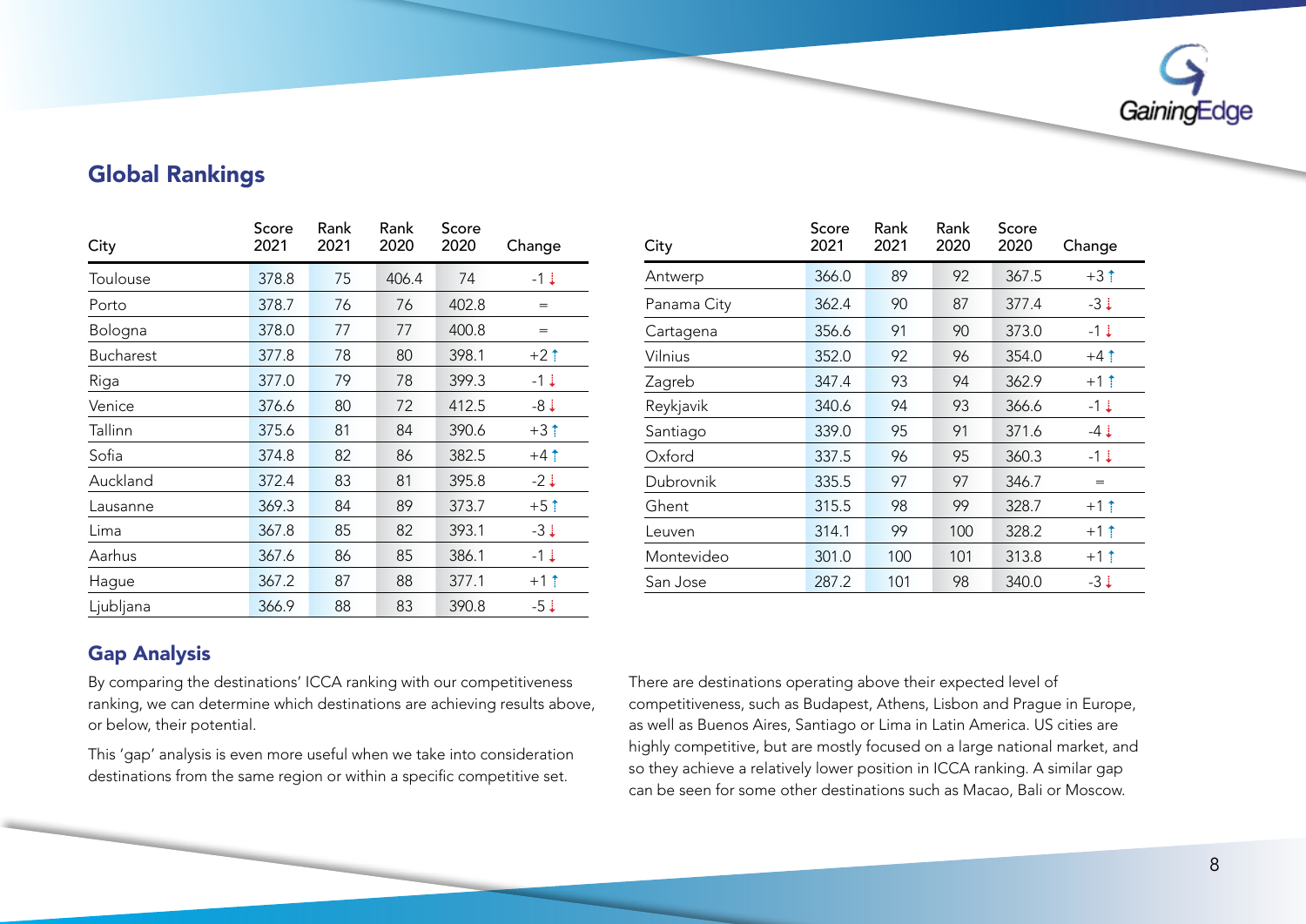## Global Rankings

| City | Score 2021 | Rank 2021 | Rank 2020 | Score 2020 | Change |
|---|---|---|---|---|---|
| Toulouse | 378.8 | 75 | 406.4 | 74 | -1 ↓ |
| Porto | 378.7 | 76 | 76 | 402.8 | = |
| Bologna | 378.0 | 77 | 77 | 400.8 | = |
| Bucharest | 377.8 | 78 | 80 | 398.1 | +2 ↑ |
| Riga | 377.0 | 79 | 78 | 399.3 | -1 ↓ |
| Venice | 376.6 | 80 | 72 | 412.5 | -8 ↓ |
| Tallinn | 375.6 | 81 | 84 | 390.6 | +3 ↑ |
| Sofia | 374.8 | 82 | 86 | 382.5 | +4 ↑ |
| Auckland | 372.4 | 83 | 81 | 395.8 | -2 ↓ |
| Lausanne | 369.3 | 84 | 89 | 373.7 | +5 ↑ |
| Lima | 367.8 | 85 | 82 | 393.1 | -3 ↓ |
| Aarhus | 367.6 | 86 | 85 | 386.1 | -1 ↓ |
| Hague | 367.2 | 87 | 88 | 377.1 | +1 ↑ |
| Ljubljana | 366.9 | 88 | 83 | 390.8 | -5 ↓ |

| City | Score 2021 | Rank 2021 | Rank 2020 | Score 2020 | Change |
|---|---|---|---|---|---|
| Antwerp | 366.0 | 89 | 92 | 367.5 | +3 ↑ |
| Panama City | 362.4 | 90 | 87 | 377.4 | -3 ↓ |
| Cartagena | 356.6 | 91 | 90 | 373.0 | -1 ↓ |
| Vilnius | 352.0 | 92 | 96 | 354.0 | +4 ↑ |
| Zagreb | 347.4 | 93 | 94 | 362.9 | +1 ↑ |
| Reykjavik | 340.6 | 94 | 93 | 366.6 | -1 ↓ |
| Santiago | 339.0 | 95 | 91 | 371.6 | -4 ↓ |
| Oxford | 337.5 | 96 | 95 | 360.3 | -1 ↓ |
| Dubrovnik | 335.5 | 97 | 97 | 346.7 | = |
| Ghent | 315.5 | 98 | 99 | 328.7 | +1 ↑ |
| Leuven | 314.1 | 99 | 100 | 328.2 | +1 ↑ |
| Montevideo | 301.0 | 100 | 101 | 313.8 | +1 ↑ |
| San Jose | 287.2 | 101 | 98 | 340.0 | -3 ↓ |

## Gap Analysis

By comparing the destinations' ICCA ranking with our competitiveness ranking, we can determine which destinations are achieving results above, or below, their potential.

This 'gap' analysis is even more useful when we take into consideration destinations from the same region or within a specific competitive set.

There are destinations operating above their expected level of competitiveness, such as Budapest, Athens, Lisbon and Prague in Europe, as well as Buenos Aires, Santiago or Lima in Latin America. US cities are highly competitive, but are mostly focused on a large national market, and so they achieve a relatively lower position in ICCA ranking. A similar gap can be seen for some other destinations such as Macao, Bali or Moscow.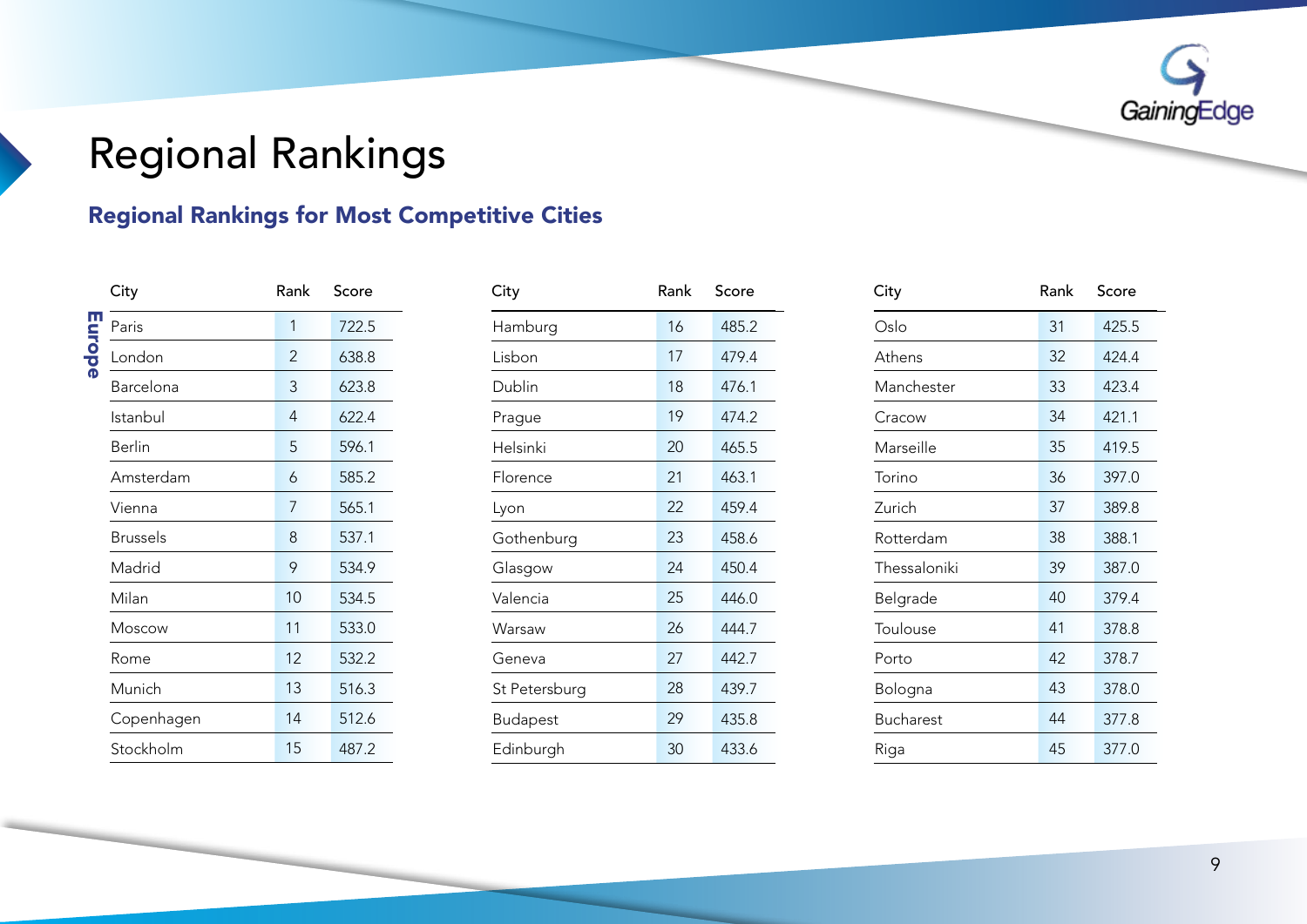# Regional Rankings

## Regional Rankings for Most Competitive Cities

**Europe**

| City | Rank | Score |
|---|---|---|
| Paris | 1 | 722.5 |
| London | 2 | 638.8 |
| Barcelona | 3 | 623.8 |
| Istanbul | 4 | 622.4 |
| Berlin | 5 | 596.1 |
| Amsterdam | 6 | 585.2 |
| Vienna | 7 | 565.1 |
| Brussels | 8 | 537.1 |
| Madrid | 9 | 534.9 |
| Milan | 10 | 534.5 |
| Moscow | 11 | 533.0 |
| Rome | 12 | 532.2 |
| Munich | 13 | 516.3 |
| Copenhagen | 14 | 512.6 |
| Stockholm | 15 | 487.2 |
| Hamburg | 16 | 485.2 |
| Lisbon | 17 | 479.4 |
| Dublin | 18 | 476.1 |
| Prague | 19 | 474.2 |
| Helsinki | 20 | 465.5 |
| Florence | 21 | 463.1 |
| Lyon | 22 | 459.4 |
| Gothenburg | 23 | 458.6 |
| Glasgow | 24 | 450.4 |
| Valencia | 25 | 446.0 |
| Warsaw | 26 | 444.7 |
| Geneva | 27 | 442.7 |
| St Petersburg | 28 | 439.7 |
| Budapest | 29 | 435.8 |
| Edinburgh | 30 | 433.6 |
| Oslo | 31 | 425.5 |
| Athens | 32 | 424.4 |
| Manchester | 33 | 423.4 |
| Cracow | 34 | 421.1 |
| Marseille | 35 | 419.5 |
| Torino | 36 | 397.0 |
| Zurich | 37 | 389.8 |
| Rotterdam | 38 | 388.1 |
| Thessaloniki | 39 | 387.0 |
| Belgrade | 40 | 379.4 |
| Toulouse | 41 | 378.8 |
| Porto | 42 | 378.7 |
| Bologna | 43 | 378.0 |
| Bucharest | 44 | 377.8 |
| Riga | 45 | 377.0 |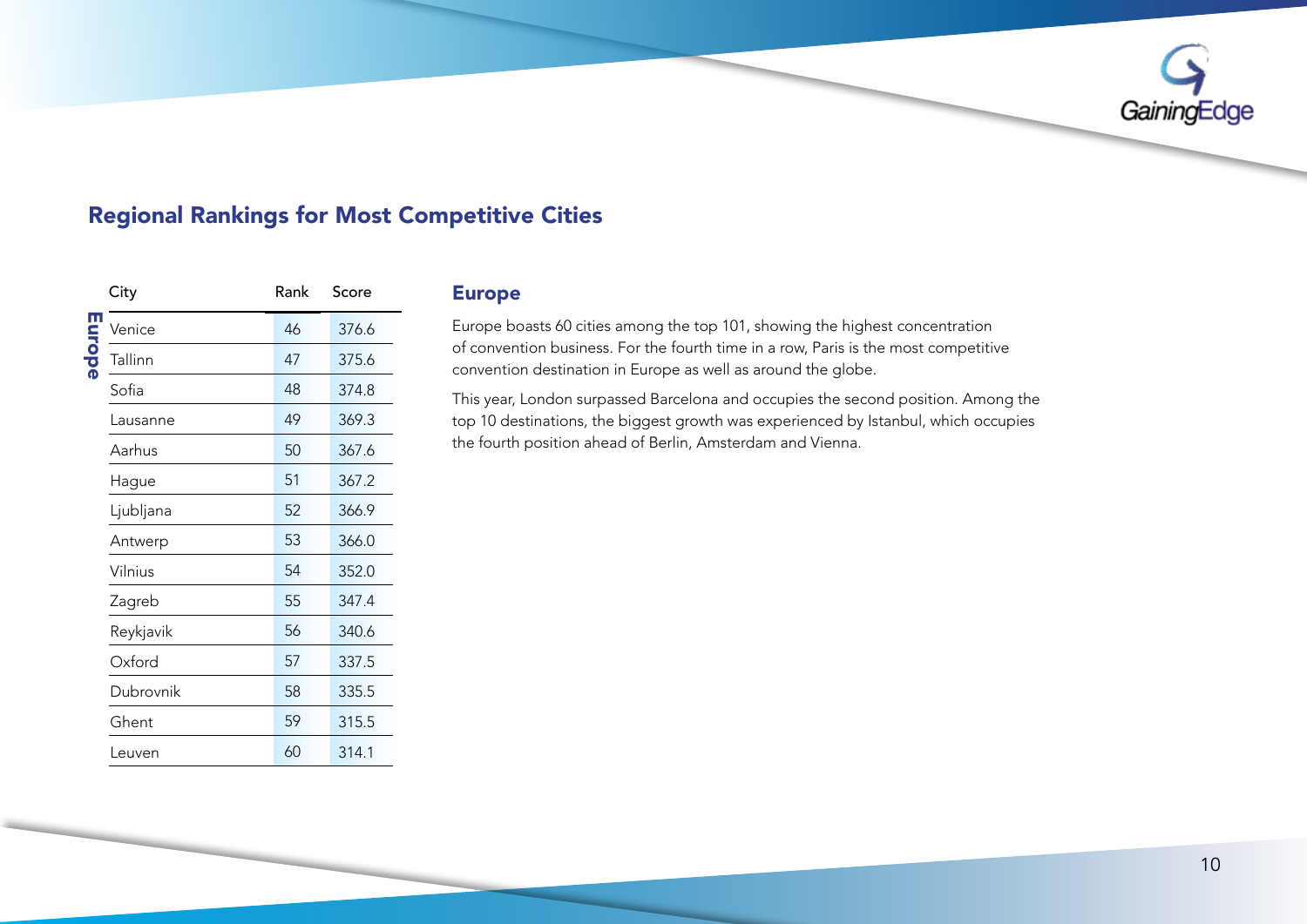## Regional Rankings for Most Competitive Cities

**Europe**

| City | Rank | Score |
|---|---|---|
| Venice | 46 | 376.6 |
| Tallinn | 47 | 375.6 |
| Sofia | 48 | 374.8 |
| Lausanne | 49 | 369.3 |
| Aarhus | 50 | 367.6 |
| Hague | 51 | 367.2 |
| Ljubljana | 52 | 366.9 |
| Antwerp | 53 | 366.0 |
| Vilnius | 54 | 352.0 |
| Zagreb | 55 | 347.4 |
| Reykjavik | 56 | 340.6 |
| Oxford | 57 | 337.5 |
| Dubrovnik | 58 | 335.5 |
| Ghent | 59 | 315.5 |
| Leuven | 60 | 314.1 |

### Europe

Europe boasts 60 cities among the top 101, showing the highest concentration of convention business. For the fourth time in a row, Paris is the most competitive convention destination in Europe as well as around the globe.

This year, London surpassed Barcelona and occupies the second position. Among the top 10 destinations, the biggest growth was experienced by Istanbul, which occupies the fourth position ahead of Berlin, Amsterdam and Vienna.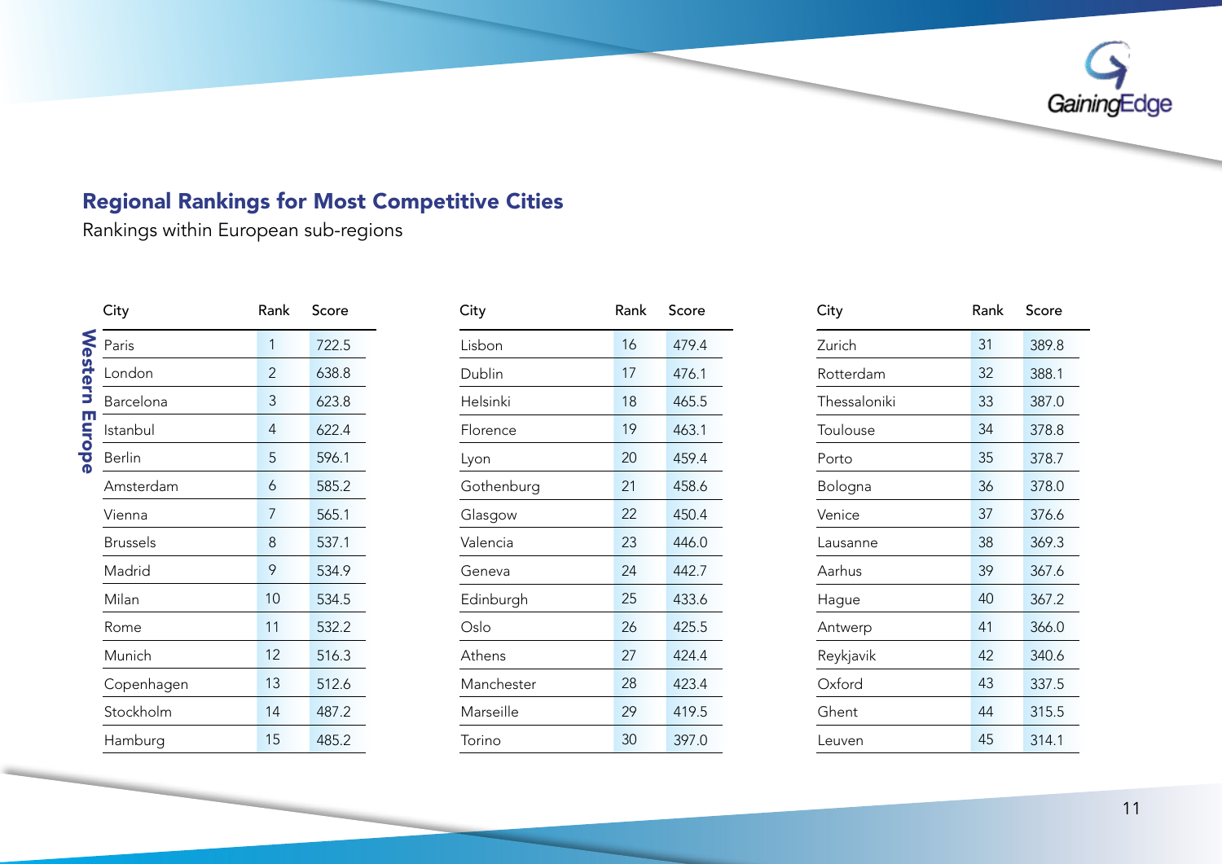## Regional Rankings for Most Competitive Cities

Rankings within European sub-regions

**Western Europe**

| City | Rank | Score |
|---|---|---|
| Paris | 1 | 722.5 |
| London | 2 | 638.8 |
| Barcelona | 3 | 623.8 |
| Istanbul | 4 | 622.4 |
| Berlin | 5 | 596.1 |
| Amsterdam | 6 | 585.2 |
| Vienna | 7 | 565.1 |
| Brussels | 8 | 537.1 |
| Madrid | 9 | 534.9 |
| Milan | 10 | 534.5 |
| Rome | 11 | 532.2 |
| Munich | 12 | 516.3 |
| Copenhagen | 13 | 512.6 |
| Stockholm | 14 | 487.2 |
| Hamburg | 15 | 485.2 |
| Lisbon | 16 | 479.4 |
| Dublin | 17 | 476.1 |
| Helsinki | 18 | 465.5 |
| Florence | 19 | 463.1 |
| Lyon | 20 | 459.4 |
| Gothenburg | 21 | 458.6 |
| Glasgow | 22 | 450.4 |
| Valencia | 23 | 446.0 |
| Geneva | 24 | 442.7 |
| Edinburgh | 25 | 433.6 |
| Oslo | 26 | 425.5 |
| Athens | 27 | 424.4 |
| Manchester | 28 | 423.4 |
| Marseille | 29 | 419.5 |
| Torino | 30 | 397.0 |
| Zurich | 31 | 389.8 |
| Rotterdam | 32 | 388.1 |
| Thessaloniki | 33 | 387.0 |
| Toulouse | 34 | 378.8 |
| Porto | 35 | 378.7 |
| Bologna | 36 | 378.0 |
| Venice | 37 | 376.6 |
| Lausanne | 38 | 369.3 |
| Aarhus | 39 | 367.6 |
| Hague | 40 | 367.2 |
| Antwerp | 41 | 366.0 |
| Reykjavik | 42 | 340.6 |
| Oxford | 43 | 337.5 |
| Ghent | 44 | 315.5 |
| Leuven | 45 | 314.1 |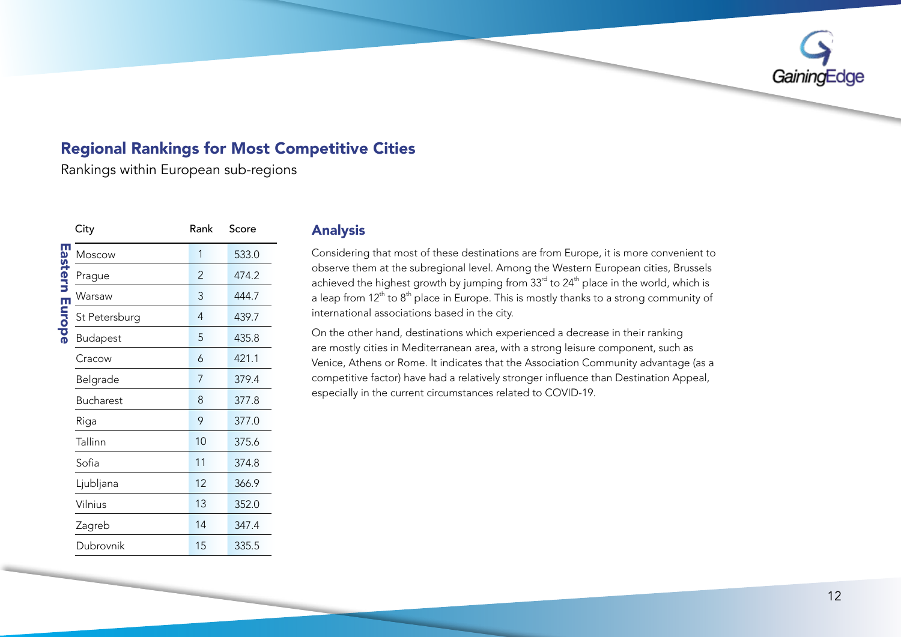## Regional Rankings for Most Competitive Cities

Rankings within European sub-regions

| | City | Rank | Score |
|---|---|---|---|
| Eastern Europe | Moscow | 1 | 533.0 |
| | Prague | 2 | 474.2 |
| | Warsaw | 3 | 444.7 |
| | St Petersburg | 4 | 439.7 |
| | Budapest | 5 | 435.8 |
| | Cracow | 6 | 421.1 |
| | Belgrade | 7 | 379.4 |
| | Bucharest | 8 | 377.8 |
| | Riga | 9 | 377.0 |
| | Tallinn | 10 | 375.6 |
| | Sofia | 11 | 374.8 |
| | Ljubljana | 12 | 366.9 |
| | Vilnius | 13 | 352.0 |
| | Zagreb | 14 | 347.4 |
| | Dubrovnik | 15 | 335.5 |

### Analysis

Considering that most of these destinations are from Europe, it is more convenient to observe them at the subregional level. Among the Western European cities, Brussels achieved the highest growth by jumping from 33rd to 24th place in the world, which is a leap from 12th to 8th place in Europe. This is mostly thanks to a strong community of international associations based in the city.

On the other hand, destinations which experienced a decrease in their ranking are mostly cities in Mediterranean area, with a strong leisure component, such as Venice, Athens or Rome. It indicates that the Association Community advantage (as a competitive factor) have had a relatively stronger influence than Destination Appeal, especially in the current circumstances related to COVID-19.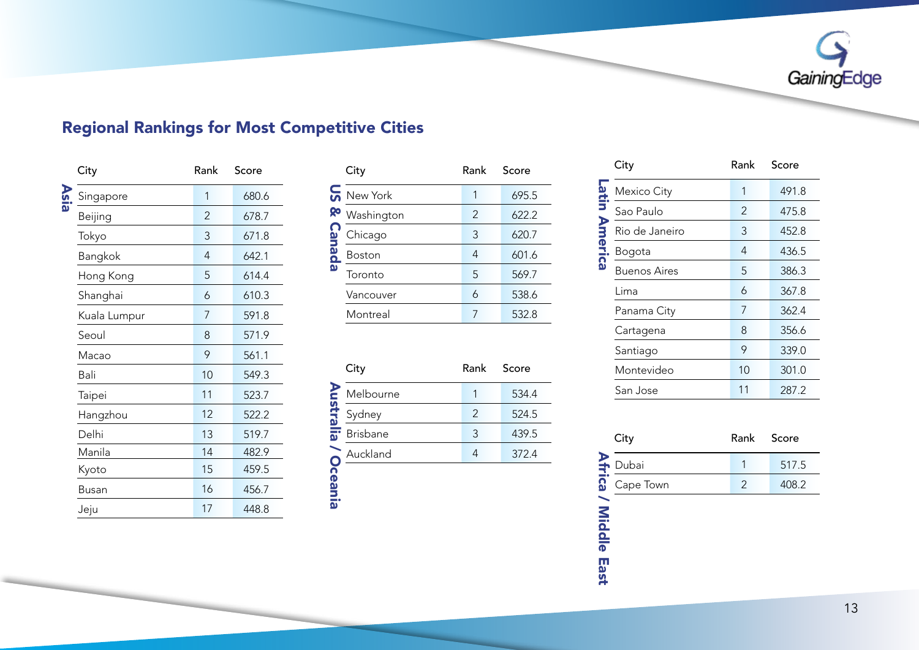## Regional Rankings for Most Competitive Cities

### Asia

| City | Rank | Score |
|---|---|---|
| Singapore | 1 | 680.6 |
| Beijing | 2 | 678.7 |
| Tokyo | 3 | 671.8 |
| Bangkok | 4 | 642.1 |
| Hong Kong | 5 | 614.4 |
| Shanghai | 6 | 610.3 |
| Kuala Lumpur | 7 | 591.8 |
| Seoul | 8 | 571.9 |
| Macao | 9 | 561.1 |
| Bali | 10 | 549.3 |
| Taipei | 11 | 523.7 |
| Hangzhou | 12 | 522.2 |
| Delhi | 13 | 519.7 |
| Manila | 14 | 482.9 |
| Kyoto | 15 | 459.5 |
| Busan | 16 | 456.7 |
| Jeju | 17 | 448.8 |

### US & Canada

| City | Rank | Score |
|---|---|---|
| New York | 1 | 695.5 |
| Washington | 2 | 622.2 |
| Chicago | 3 | 620.7 |
| Boston | 4 | 601.6 |
| Toronto | 5 | 569.7 |
| Vancouver | 6 | 538.6 |
| Montreal | 7 | 532.8 |

### Australia / Oceania

| City | Rank | Score |
|---|---|---|
| Melbourne | 1 | 534.4 |
| Sydney | 2 | 524.5 |
| Brisbane | 3 | 439.5 |
| Auckland | 4 | 372.4 |

### Latin America

| City | Rank | Score |
|---|---|---|
| Mexico City | 1 | 491.8 |
| Sao Paulo | 2 | 475.8 |
| Rio de Janeiro | 3 | 452.8 |
| Bogota | 4 | 436.5 |
| Buenos Aires | 5 | 386.3 |
| Lima | 6 | 367.8 |
| Panama City | 7 | 362.4 |
| Cartagena | 8 | 356.6 |
| Santiago | 9 | 339.0 |
| Montevideo | 10 | 301.0 |
| San Jose | 11 | 287.2 |

### Africa / Middle East

| City | Rank | Score |
|---|---|---|
| Dubai | 1 | 517.5 |
| Cape Town | 2 | 408.2 |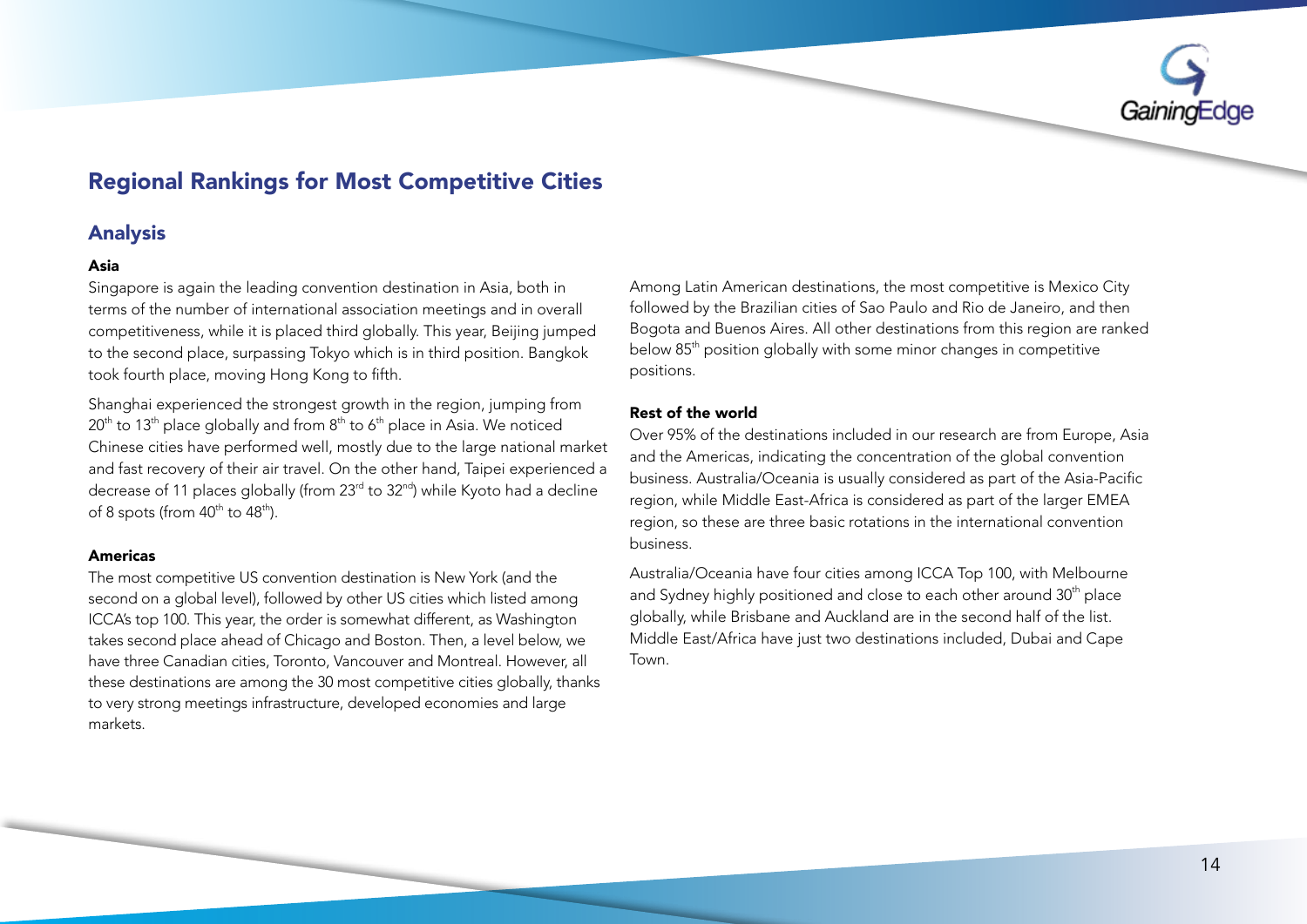## Regional Rankings for Most Competitive Cities

### Analysis

**Asia**

Singapore is again the leading convention destination in Asia, both in terms of the number of international association meetings and in overall competitiveness, while it is placed third globally. This year, Beijing jumped to the second place, surpassing Tokyo which is in third position. Bangkok took fourth place, moving Hong Kong to fifth.

Shanghai experienced the strongest growth in the region, jumping from 20th to 13th place globally and from 8th to 6th place in Asia. We noticed Chinese cities have performed well, mostly due to the large national market and fast recovery of their air travel. On the other hand, Taipei experienced a decrease of 11 places globally (from 23rd to 32nd) while Kyoto had a decline of 8 spots (from 40th to 48th).

**Americas**

The most competitive US convention destination is New York (and the second on a global level), followed by other US cities which listed among ICCA's top 100. This year, the order is somewhat different, as Washington takes second place ahead of Chicago and Boston. Then, a level below, we have three Canadian cities, Toronto, Vancouver and Montreal. However, all these destinations are among the 30 most competitive cities globally, thanks to very strong meetings infrastructure, developed economies and large markets.

Among Latin American destinations, the most competitive is Mexico City followed by the Brazilian cities of Sao Paulo and Rio de Janeiro, and then Bogota and Buenos Aires. All other destinations from this region are ranked below 85th position globally with some minor changes in competitive positions.

**Rest of the world**

Over 95% of the destinations included in our research are from Europe, Asia and the Americas, indicating the concentration of the global convention business. Australia/Oceania is usually considered as part of the Asia-Pacific region, while Middle East-Africa is considered as part of the larger EMEA region, so these are three basic rotations in the international convention business.

Australia/Oceania have four cities among ICCA Top 100, with Melbourne and Sydney highly positioned and close to each other around 30th place globally, while Brisbane and Auckland are in the second half of the list. Middle East/Africa have just two destinations included, Dubai and Cape Town.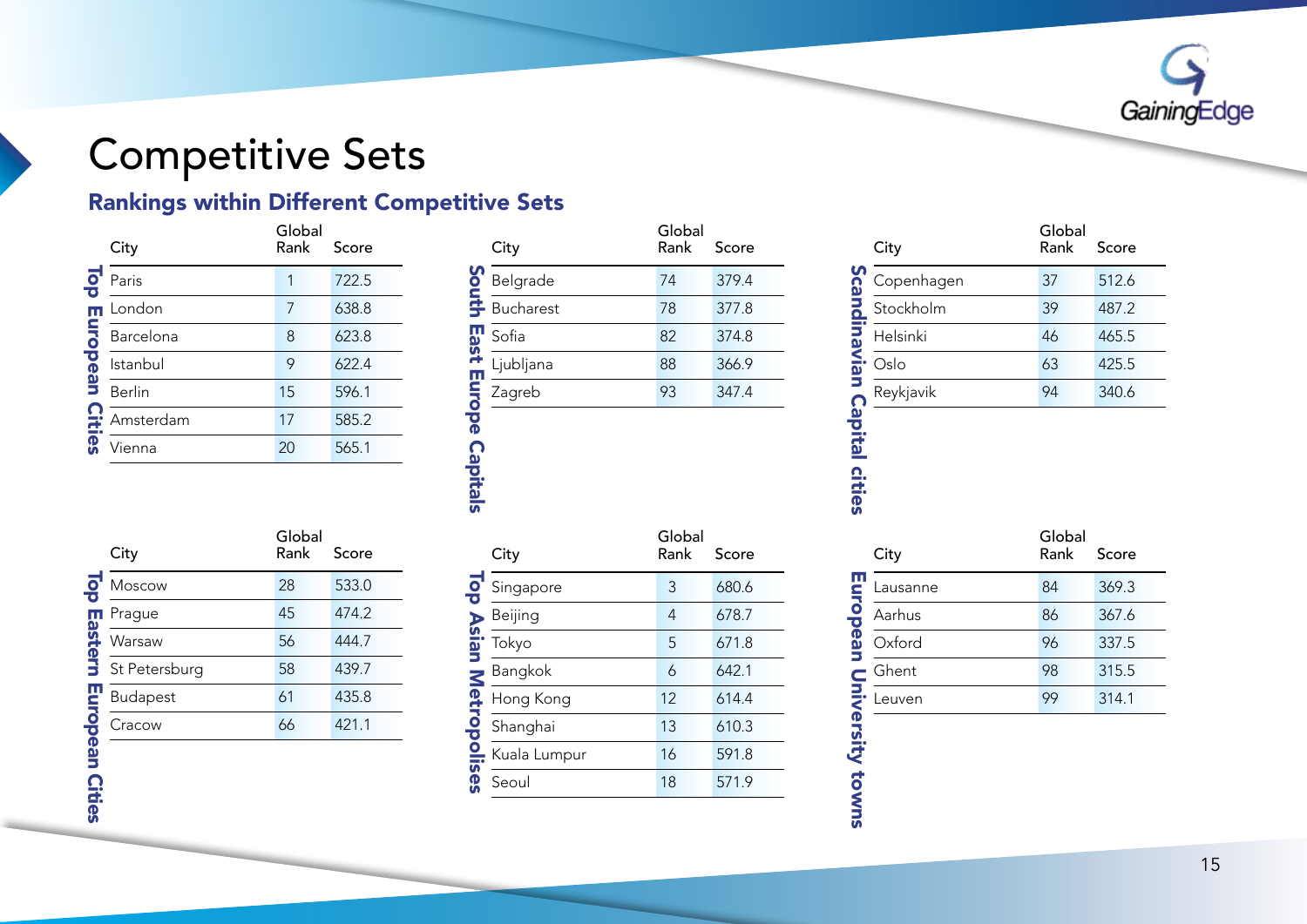# Competitive Sets

## Rankings within Different Competitive Sets

### Top European Cities

| City | Global Rank | Score |
|---|---|---|
| Paris | 1 | 722.5 |
| London | 7 | 638.8 |
| Barcelona | 8 | 623.8 |
| Istanbul | 9 | 622.4 |
| Berlin | 15 | 596.1 |
| Amsterdam | 17 | 585.2 |
| Vienna | 20 | 565.1 |

### South East Europe Capitals

| City | Global Rank | Score |
|---|---|---|
| Belgrade | 74 | 379.4 |
| Bucharest | 78 | 377.8 |
| Sofia | 82 | 374.8 |
| Ljubljana | 88 | 366.9 |
| Zagreb | 93 | 347.4 |

### Scandinavian Capital cities

| City | Global Rank | Score |
|---|---|---|
| Copenhagen | 37 | 512.6 |
| Stockholm | 39 | 487.2 |
| Helsinki | 46 | 465.5 |
| Oslo | 63 | 425.5 |
| Reykjavik | 94 | 340.6 |

### Top Eastern European Cities

| City | Global Rank | Score |
|---|---|---|
| Moscow | 28 | 533.0 |
| Prague | 45 | 474.2 |
| Warsaw | 56 | 444.7 |
| St Petersburg | 58 | 439.7 |
| Budapest | 61 | 435.8 |
| Cracow | 66 | 421.1 |

### Top Asian Metropolises

| City | Global Rank | Score |
|---|---|---|
| Singapore | 3 | 680.6 |
| Beijing | 4 | 678.7 |
| Tokyo | 5 | 671.8 |
| Bangkok | 6 | 642.1 |
| Hong Kong | 12 | 614.4 |
| Shanghai | 13 | 610.3 |
| Kuala Lumpur | 16 | 591.8 |
| Seoul | 18 | 571.9 |

### European University towns

| City | Global Rank | Score |
|---|---|---|
| Lausanne | 84 | 369.3 |
| Aarhus | 86 | 367.6 |
| Oxford | 96 | 337.5 |
| Ghent | 98 | 315.5 |
| Leuven | 99 | 314.1 |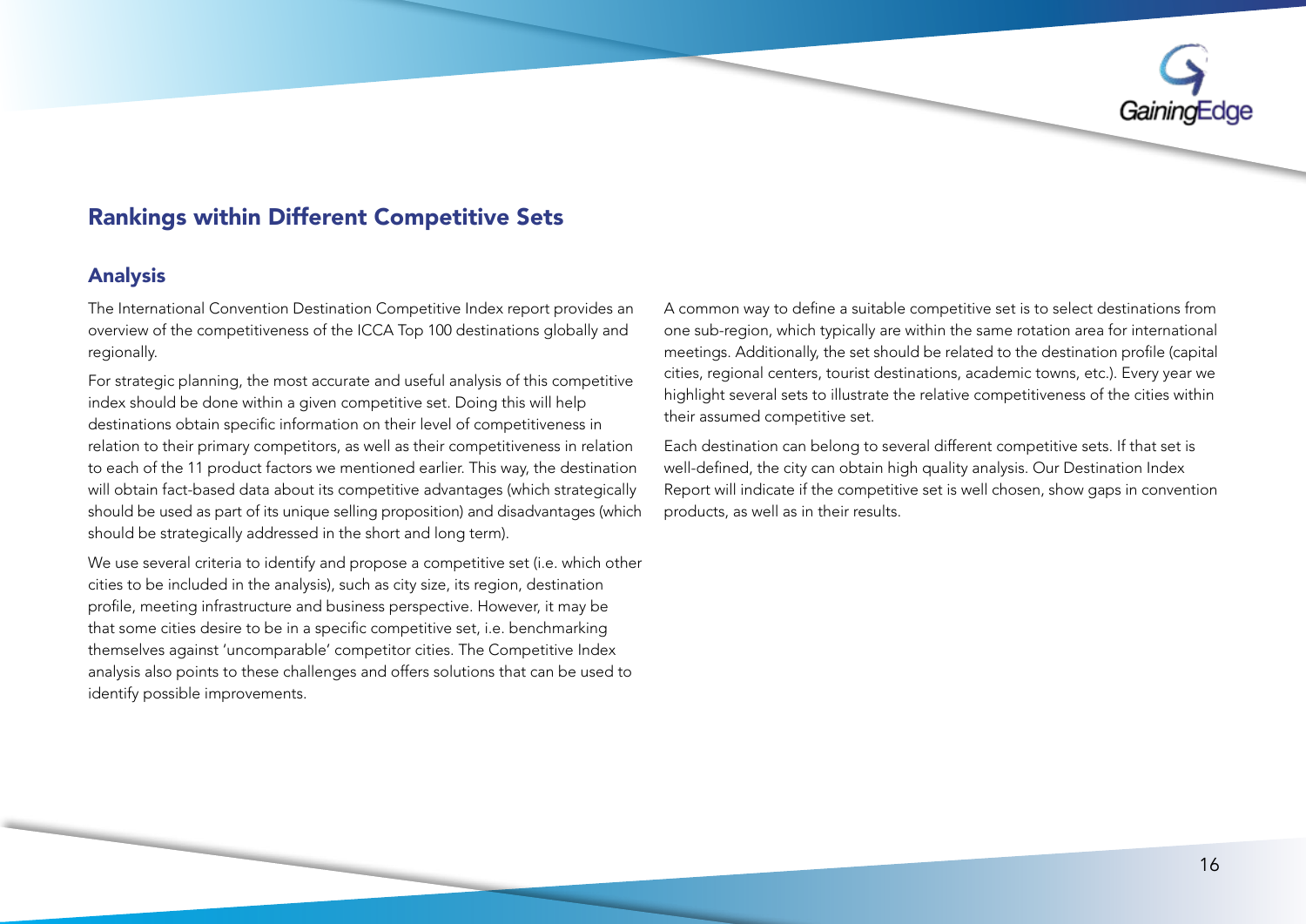## Rankings within Different Competitive Sets

### Analysis

The International Convention Destination Competitive Index report provides an overview of the competitiveness of the ICCA Top 100 destinations globally and regionally.

For strategic planning, the most accurate and useful analysis of this competitive index should be done within a given competitive set. Doing this will help destinations obtain specific information on their level of competitiveness in relation to their primary competitors, as well as their competitiveness in relation to each of the 11 product factors we mentioned earlier. This way, the destination will obtain fact-based data about its competitive advantages (which strategically should be used as part of its unique selling proposition) and disadvantages (which should be strategically addressed in the short and long term).

We use several criteria to identify and propose a competitive set (i.e. which other cities to be included in the analysis), such as city size, its region, destination profile, meeting infrastructure and business perspective. However, it may be that some cities desire to be in a specific competitive set, i.e. benchmarking themselves against 'uncomparable' competitor cities. The Competitive Index analysis also points to these challenges and offers solutions that can be used to identify possible improvements.

A common way to define a suitable competitive set is to select destinations from one sub-region, which typically are within the same rotation area for international meetings. Additionally, the set should be related to the destination profile (capital cities, regional centers, tourist destinations, academic towns, etc.). Every year we highlight several sets to illustrate the relative competitiveness of the cities within their assumed competitive set.

Each destination can belong to several different competitive sets. If that set is well-defined, the city can obtain high quality analysis. Our Destination Index Report will indicate if the competitive set is well chosen, show gaps in convention products, as well as in their results.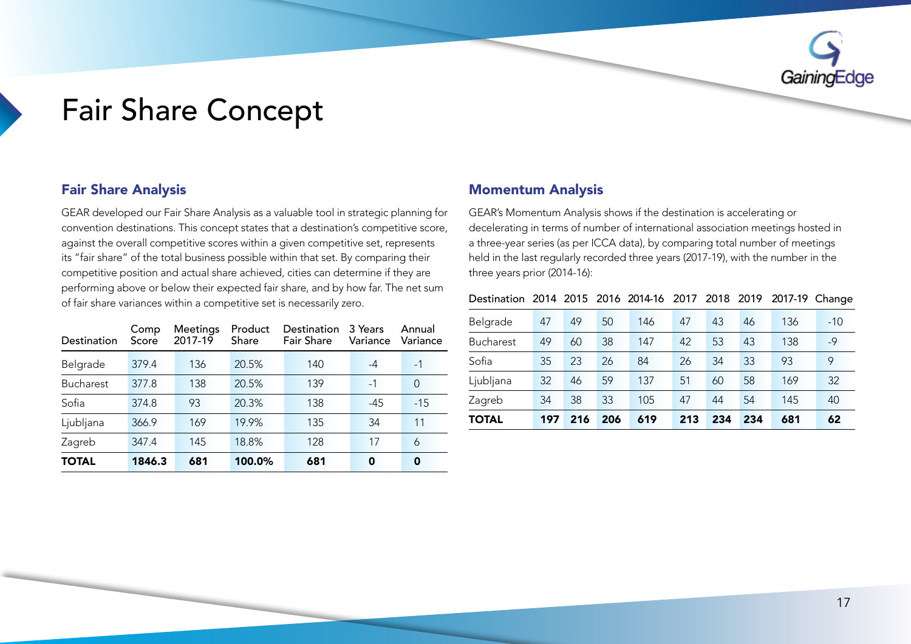# Fair Share Concept

## Fair Share Analysis

GEAR developed our Fair Share Analysis as a valuable tool in strategic planning for convention destinations. This concept states that a destination's competitive score, against the overall competitive scores within a given competitive set, represents its "fair share" of the total business possible within that set. By comparing their competitive position and actual share achieved, cities can determine if they are performing above or below their expected fair share, and by how far. The net sum of fair share variances within a competitive set is necessarily zero.

| Destination | Comp Score | Meetings 2017-19 | Product Share | Destination Fair Share | 3 Years Variance | Annual Variance |
|---|---|---|---|---|---|---|
| Belgrade | 379.4 | 136 | 20.5% | 140 | -4 | -1 |
| Bucharest | 377.8 | 138 | 20.5% | 139 | -1 | 0 |
| Sofia | 374.8 | 93 | 20.3% | 138 | -45 | -15 |
| Ljubljana | 366.9 | 169 | 19.9% | 135 | 34 | 11 |
| Zagreb | 347.4 | 145 | 18.8% | 128 | 17 | 6 |
| **TOTAL** | **1846.3** | **681** | **100.0%** | **681** | **0** | **0** |

## Momentum Analysis

GEAR's Momentum Analysis shows if the destination is accelerating or decelerating in terms of number of international association meetings hosted in a three-year series (as per ICCA data), by comparing total number of meetings held in the last regularly recorded three years (2017-19), with the number in the three years prior (2014-16):

| Destination | 2014 | 2015 | 2016 | 2014-16 | 2017 | 2018 | 2019 | 2017-19 | Change |
|---|---|---|---|---|---|---|---|---|---|
| Belgrade | 47 | 49 | 50 | 146 | 47 | 43 | 46 | 136 | -10 |
| Bucharest | 49 | 60 | 38 | 147 | 42 | 53 | 43 | 138 | -9 |
| Sofia | 35 | 23 | 26 | 84 | 26 | 34 | 33 | 93 | 9 |
| Ljubljana | 32 | 46 | 59 | 137 | 51 | 60 | 58 | 169 | 32 |
| Zagreb | 34 | 38 | 33 | 105 | 47 | 44 | 54 | 145 | 40 |
| **TOTAL** | **197** | **216** | **206** | **619** | **213** | **234** | **234** | **681** | **62** |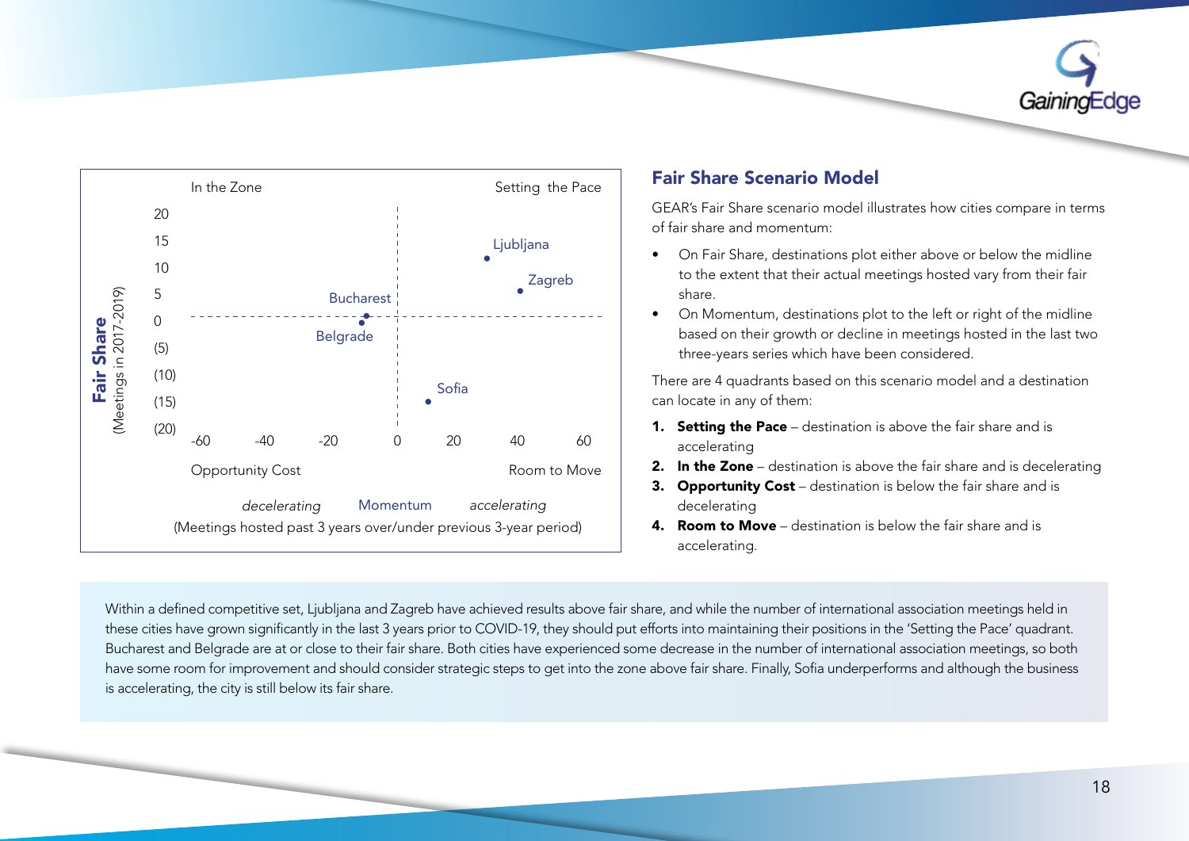In the Zone | Setting the Pace

Fair Share (Meetings in 2017-2019)

20
15
10
5
0
(5)
(10)
(15)
(20)

Ljubljana
Zagreb
Bucharest
Belgrade
Sofia

-60 -40 -20 0 20 40 60

Opportunity Cost | Room to Move

*decelerating* Momentum *accelerating*
(Meetings hosted past 3 years over/under previous 3-year period)

## Fair Share Scenario Model

GEAR's Fair Share scenario model illustrates how cities compare in terms of fair share and momentum:

- On Fair Share, destinations plot either above or below the midline to the extent that their actual meetings hosted vary from their fair share.
- On Momentum, destinations plot to the left or right of the midline based on their growth or decline in meetings hosted in the last two three-years series which have been considered.

There are 4 quadrants based on this scenario model and a destination can locate in any of them:

1. **Setting the Pace** – destination is above the fair share and is accelerating
2. **In the Zone** – destination is above the fair share and is decelerating
3. **Opportunity Cost** – destination is below the fair share and is decelerating
4. **Room to Move** – destination is below the fair share and is accelerating.

Within a defined competitive set, Ljubljana and Zagreb have achieved results above fair share, and while the number of international association meetings held in these cities have grown significantly in the last 3 years prior to COVID-19, they should put efforts into maintaining their positions in the 'Setting the Pace' quadrant. Bucharest and Belgrade are at or close to their fair share. Both cities have experienced some decrease in the number of international association meetings, so both have some room for improvement and should consider strategic steps to get into the zone above fair share. Finally, Sofia underperforms and although the business is accelerating, the city is still below its fair share.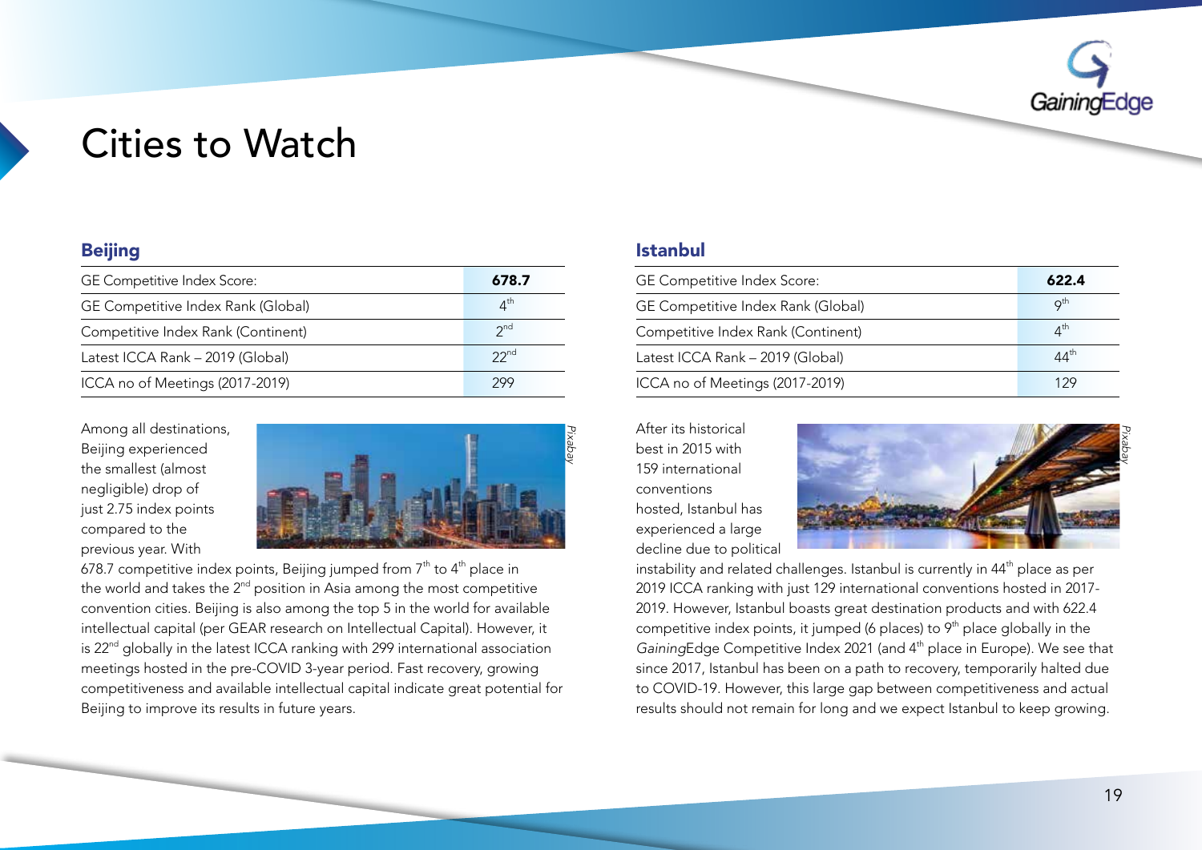# Cities to Watch

## Beijing

| GE Competitive Index Score: | **678.7** |
|---|---|
| GE Competitive Index Rank (Global) | 4th |
| Competitive Index Rank (Continent) | 2nd |
| Latest ICCA Rank – 2019 (Global) | 22nd |
| ICCA no of Meetings (2017-2019) | 299 |

*Pixabay*

Among all destinations, Beijing experienced the smallest (almost negligible) drop of just 2.75 index points compared to the previous year. With 678.7 competitive index points, Beijing jumped from 7th to 4th place in the world and takes the 2nd position in Asia among the most competitive convention cities. Beijing is also among the top 5 in the world for available intellectual capital (per GEAR research on Intellectual Capital). However, it is 22nd globally in the latest ICCA ranking with 299 international association meetings hosted in the pre-COVID 3-year period. Fast recovery, growing competitiveness and available intellectual capital indicate great potential for Beijing to improve its results in future years.

## Istanbul

| GE Competitive Index Score: | **622.4** |
|---|---|
| GE Competitive Index Rank (Global) | 9th |
| Competitive Index Rank (Continent) | 4th |
| Latest ICCA Rank – 2019 (Global) | 44th |
| ICCA no of Meetings (2017-2019) | 129 |

*Pixabay*

After its historical best in 2015 with 159 international conventions hosted, Istanbul has experienced a large decline due to political instability and related challenges. Istanbul is currently in 44th place as per 2019 ICCA ranking with just 129 international conventions hosted in 2017-2019. However, Istanbul boasts great destination products and with 622.4 competitive index points, it jumped (6 places) to 9th place globally in the *Gaining*Edge Competitive Index 2021 (and 4th place in Europe). We see that since 2017, Istanbul has been on a path to recovery, temporarily halted due to COVID-19. However, this large gap between competitiveness and actual results should not remain for long and we expect Istanbul to keep growing.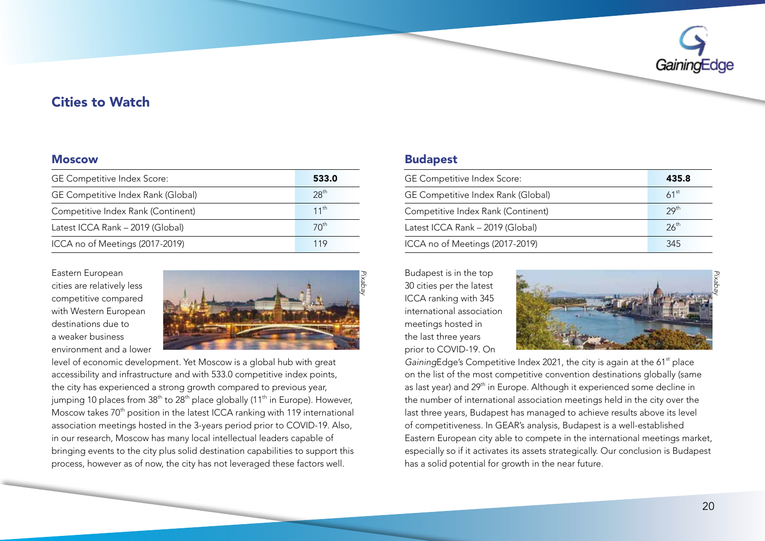## Cities to Watch

### Moscow

| GE Competitive Index Score: | **533.0** |
|---|---|
| GE Competitive Index Rank (Global) | 28th |
| Competitive Index Rank (Continent) | 11th |
| Latest ICCA Rank – 2019 (Global) | 70th |
| ICCA no of Meetings (2017-2019) | 119 |

*Pixabay*

Eastern European cities are relatively less competitive compared with Western European destinations due to a weaker business environment and a lower level of economic development. Yet Moscow is a global hub with great accessibility and infrastructure and with 533.0 competitive index points, the city has experienced a strong growth compared to previous year, jumping 10 places from 38th to 28th place globally (11th in Europe). However, Moscow takes 70th position in the latest ICCA ranking with 119 international association meetings hosted in the 3-years period prior to COVID-19. Also, in our research, Moscow has many local intellectual leaders capable of bringing events to the city plus solid destination capabilities to support this process, however as of now, the city has not leveraged these factors well.

### Budapest

| GE Competitive Index Score: | **435.8** |
|---|---|
| GE Competitive Index Rank (Global) | 61st |
| Competitive Index Rank (Continent) | 29th |
| Latest ICCA Rank – 2019 (Global) | 26th |
| ICCA no of Meetings (2017-2019) | 345 |

*Pixabay*

Budapest is in the top 30 cities per the latest ICCA ranking with 345 international association meetings hosted in the last three years prior to COVID-19. On *Gaining*Edge's Competitive Index 2021, the city is again at the 61st place on the list of the most competitive convention destinations globally (same as last year) and 29th in Europe. Although it experienced some decline in the number of international association meetings held in the city over the last three years, Budapest has managed to achieve results above its level of competitiveness. In GEAR's analysis, Budapest is a well-established Eastern European city able to compete in the international meetings market, especially so if it activates its assets strategically. Our conclusion is Budapest has a solid potential for growth in the near future.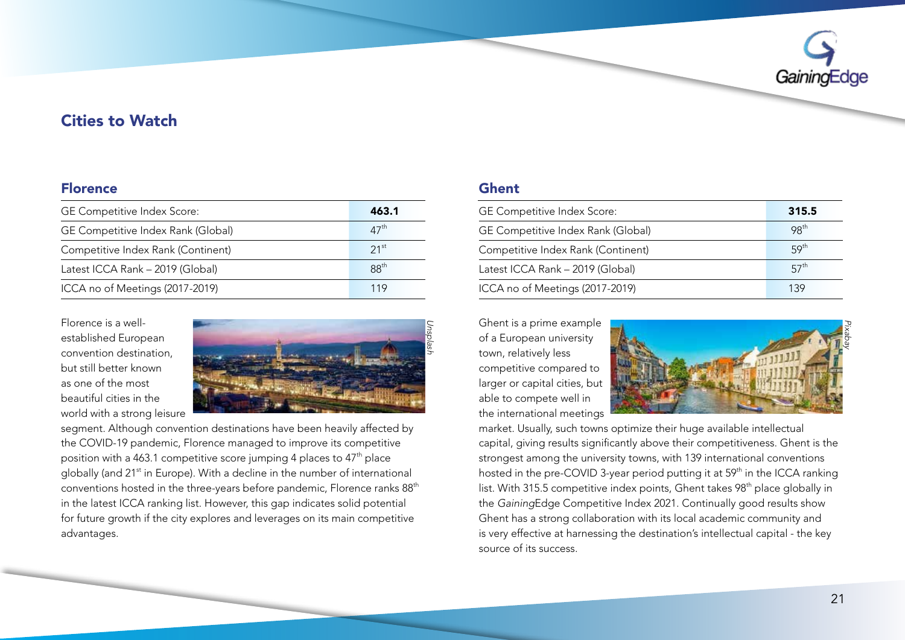## Cities to Watch

### Florence

| GE Competitive Index Score: | **463.1** |
|---|---|
| GE Competitive Index Rank (Global) | 47th |
| Competitive Index Rank (Continent) | 21st |
| Latest ICCA Rank – 2019 (Global) | 88th |
| ICCA no of Meetings (2017-2019) | 119 |

*Unsplash*

Florence is a well-established European convention destination, but still better known as one of the most beautiful cities in the world with a strong leisure segment. Although convention destinations have been heavily affected by the COVID-19 pandemic, Florence managed to improve its competitive position with a 463.1 competitive score jumping 4 places to 47th place globally (and 21st in Europe). With a decline in the number of international conventions hosted in the three-years before pandemic, Florence ranks 88th in the latest ICCA ranking list. However, this gap indicates solid potential for future growth if the city explores and leverages on its main competitive advantages.

### Ghent

| GE Competitive Index Score: | **315.5** |
|---|---|
| GE Competitive Index Rank (Global) | 98th |
| Competitive Index Rank (Continent) | 59th |
| Latest ICCA Rank – 2019 (Global) | 57th |
| ICCA no of Meetings (2017-2019) | 139 |

*Pixabay*

Ghent is a prime example of a European university town, relatively less competitive compared to larger or capital cities, but able to compete well in the international meetings market. Usually, such towns optimize their huge available intellectual capital, giving results significantly above their competitiveness. Ghent is the strongest among the university towns, with 139 international conventions hosted in the pre-COVID 3-year period putting it at 59th in the ICCA ranking list. With 315.5 competitive index points, Ghent takes 98th place globally in the *Gaining*Edge Competitive Index 2021. Continually good results show Ghent has a strong collaboration with its local academic community and is very effective at harnessing the destination's intellectual capital - the key source of its success.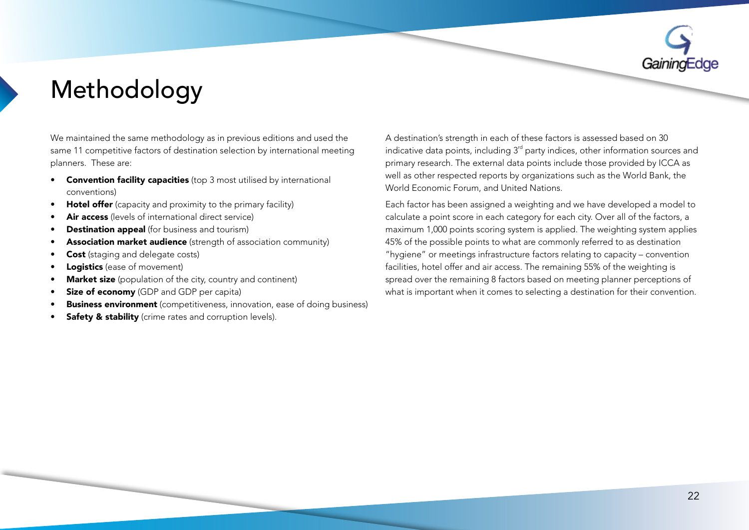# Methodology

We maintained the same methodology as in previous editions and used the same 11 competitive factors of destination selection by international meeting planners. These are:

- **Convention facility capacities** (top 3 most utilised by international conventions)
- **Hotel offer** (capacity and proximity to the primary facility)
- **Air access** (levels of international direct service)
- **Destination appeal** (for business and tourism)
- **Association market audience** (strength of association community)
- **Cost** (staging and delegate costs)
- **Logistics** (ease of movement)
- **Market size** (population of the city, country and continent)
- **Size of economy** (GDP and GDP per capita)
- **Business environment** (competitiveness, innovation, ease of doing business)
- **Safety & stability** (crime rates and corruption levels).

A destination's strength in each of these factors is assessed based on 30 indicative data points, including 3rd party indices, other information sources and primary research. The external data points include those provided by ICCA as well as other respected reports by organizations such as the World Bank, the World Economic Forum, and United Nations.

Each factor has been assigned a weighting and we have developed a model to calculate a point score in each category for each city. Over all of the factors, a maximum 1,000 points scoring system is applied. The weighting system applies 45% of the possible points to what are commonly referred to as destination "hygiene" or meetings infrastructure factors relating to capacity – convention facilities, hotel offer and air access. The remaining 55% of the weighting is spread over the remaining 8 factors based on meeting planner perceptions of what is important when it comes to selecting a destination for their convention.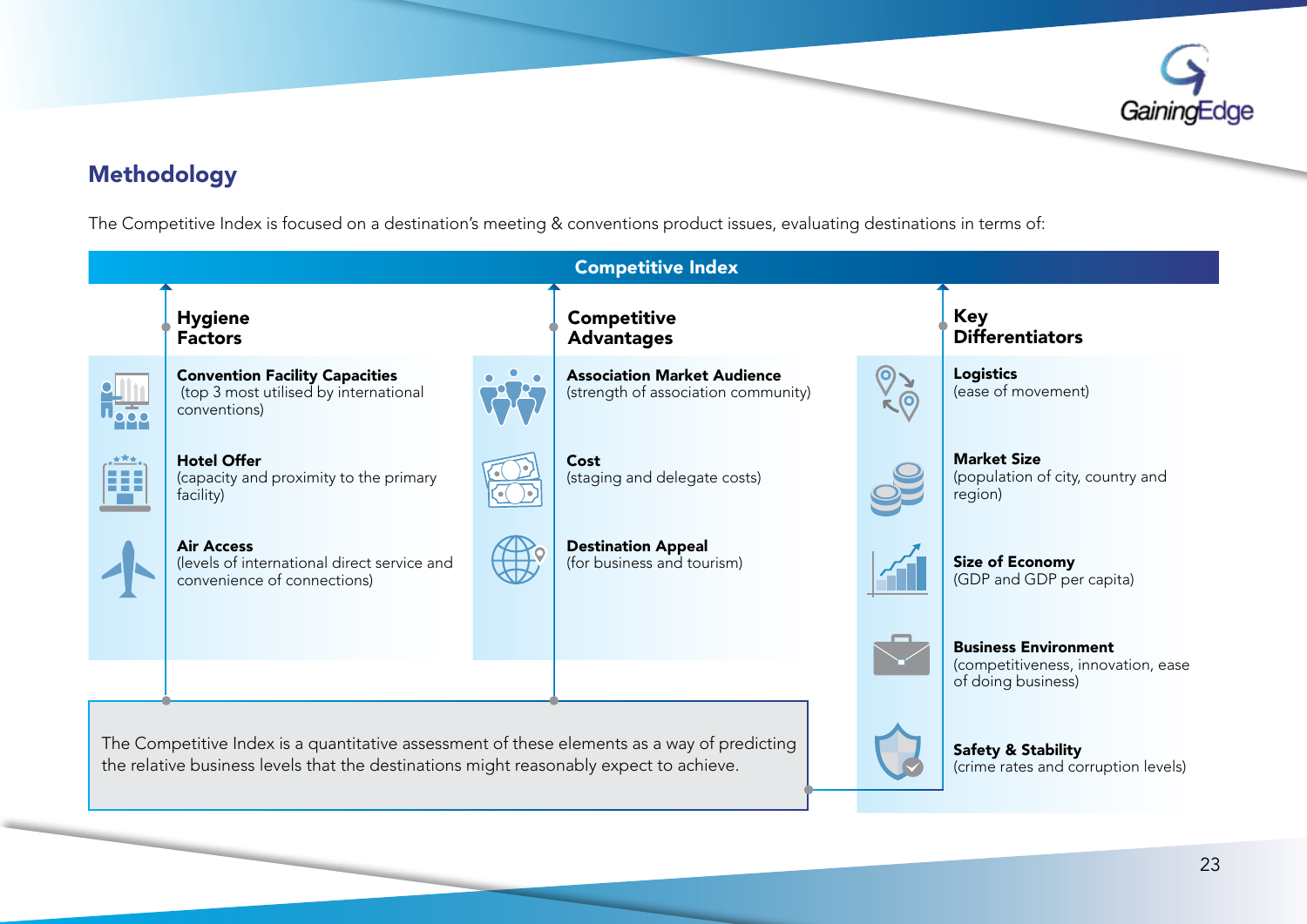## Methodology

The Competitive Index is focused on a destination's meeting & conventions product issues, evaluating destinations in terms of:

### Competitive Index

#### Hygiene Factors

**Convention Facility Capacities**
(top 3 most utilised by international conventions)

**Hotel Offer**
(capacity and proximity to the primary facility)

**Air Access**
(levels of international direct service and convenience of connections)

#### Competitive Advantages

**Association Market Audience**
(strength of association community)

**Cost**
(staging and delegate costs)

**Destination Appeal**
(for business and tourism)

#### Key Differentiators

**Logistics**
(ease of movement)

**Market Size**
(population of city, country and region)

**Size of Economy**
(GDP and GDP per capita)

**Business Environment**
(competitiveness, innovation, ease of doing business)

**Safety & Stability**
(crime rates and corruption levels)

The Competitive Index is a quantitative assessment of these elements as a way of predicting the relative business levels that the destinations might reasonably expect to achieve.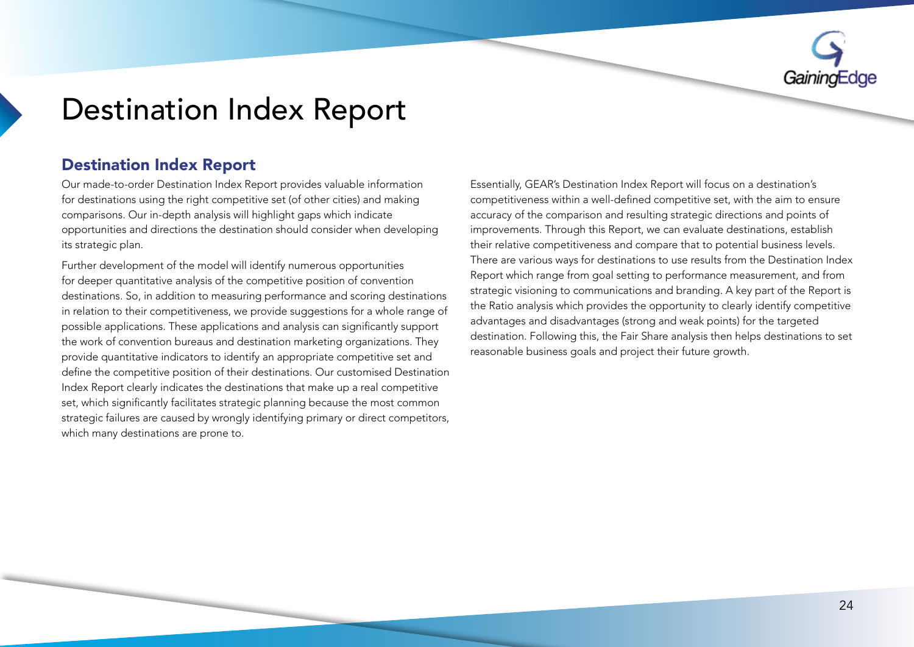# Destination Index Report

## Destination Index Report

Our made-to-order Destination Index Report provides valuable information for destinations using the right competitive set (of other cities) and making comparisons. Our in-depth analysis will highlight gaps which indicate opportunities and directions the destination should consider when developing its strategic plan.

Further development of the model will identify numerous opportunities for deeper quantitative analysis of the competitive position of convention destinations. So, in addition to measuring performance and scoring destinations in relation to their competitiveness, we provide suggestions for a whole range of possible applications. These applications and analysis can significantly support the work of convention bureaus and destination marketing organizations. They provide quantitative indicators to identify an appropriate competitive set and define the competitive position of their destinations. Our customised Destination Index Report clearly indicates the destinations that make up a real competitive set, which significantly facilitates strategic planning because the most common strategic failures are caused by wrongly identifying primary or direct competitors, which many destinations are prone to.

Essentially, GEAR's Destination Index Report will focus on a destination's competitiveness within a well-defined competitive set, with the aim to ensure accuracy of the comparison and resulting strategic directions and points of improvements. Through this Report, we can evaluate destinations, establish their relative competitiveness and compare that to potential business levels. There are various ways for destinations to use results from the Destination Index Report which range from goal setting to performance measurement, and from strategic visioning to communications and branding. A key part of the Report is the Ratio analysis which provides the opportunity to clearly identify competitive advantages and disadvantages (strong and weak points) for the targeted destination. Following this, the Fair Share analysis then helps destinations to set reasonable business goals and project their future growth.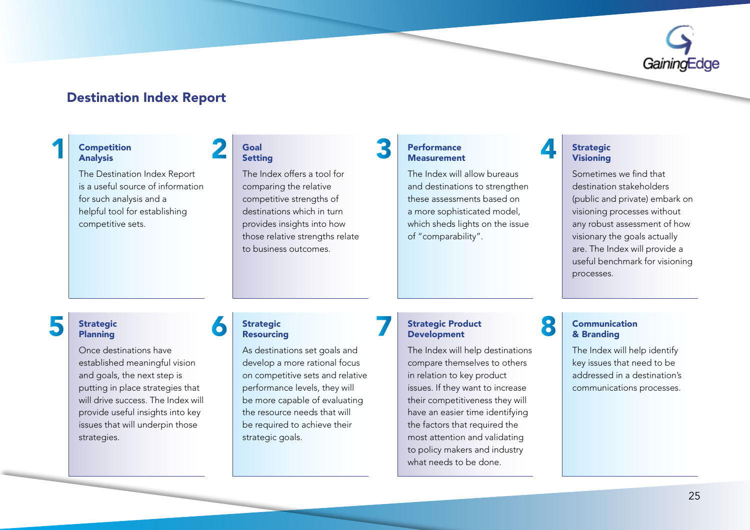## Destination Index Report

### 1 Competition Analysis

The Destination Index Report is a useful source of information for such analysis and a helpful tool for establishing competitive sets.

### 2 Goal Setting

The Index offers a tool for comparing the relative competitive strengths of destinations which in turn provides insights into how those relative strengths relate to business outcomes.

### 3 Performance Measurement

The Index will allow bureaus and destinations to strengthen these assessments based on a more sophisticated model, which sheds lights on the issue of "comparability".

### 4 Strategic Visioning

Sometimes we find that destination stakeholders (public and private) embark on visioning processes without any robust assessment of how visionary the goals actually are. The Index will provide a useful benchmark for visioning processes.

### 5 Strategic Planning

Once destinations have established meaningful vision and goals, the next step is putting in place strategies that will drive success. The Index will provide useful insights into key issues that will underpin those strategies.

### 6 Strategic Resourcing

As destinations set goals and develop a more rational focus on competitive sets and relative performance levels, they will be more capable of evaluating the resource needs that will be required to achieve their strategic goals.

### 7 Strategic Product Development

The Index will help destinations compare themselves to others in relation to key product issues. If they want to increase their competitiveness they will have an easier time identifying the factors that required the most attention and validating to policy makers and industry what needs to be done.

### 8 Communication & Branding

The Index will help identify key issues that need to be addressed in a destination's communications processes.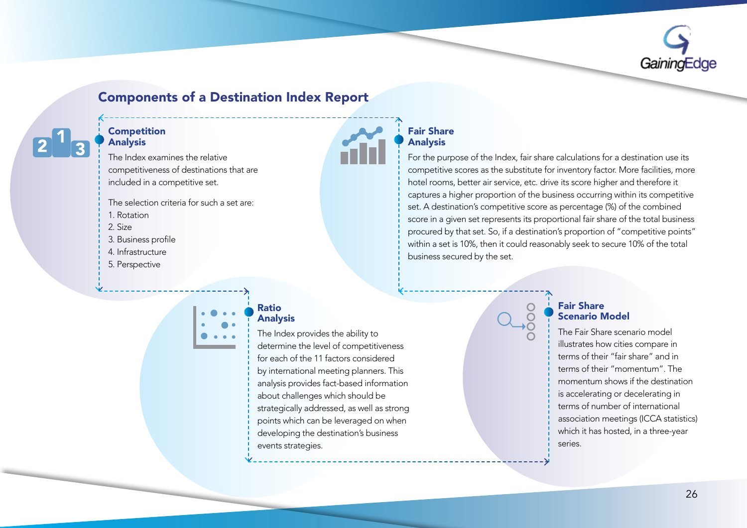## Components of a Destination Index Report

### Competition Analysis

The Index examines the relative competitiveness of destinations that are included in a competitive set.

The selection criteria for such a set are:

1. Rotation
2. Size
3. Business profile
4. Infrastructure
5. Perspective

### Fair Share Analysis

For the purpose of the Index, fair share calculations for a destination use its competitive scores as the substitute for inventory factor. More facilities, more hotel rooms, better air service, etc. drive its score higher and therefore it captures a higher proportion of the business occurring within its competitive set. A destination's competitive score as percentage (%) of the combined score in a given set represents its proportional fair share of the total business procured by that set. So, if a destination's proportion of "competitive points" within a set is 10%, then it could reasonably seek to secure 10% of the total business secured by the set.

### Ratio Analysis

The Index provides the ability to determine the level of competitiveness for each of the 11 factors considered by international meeting planners. This analysis provides fact-based information about challenges which should be strategically addressed, as well as strong points which can be leveraged on when developing the destination's business events strategies.

### Fair Share Scenario Model

The Fair Share scenario model illustrates how cities compare in terms of their "fair share" and in terms of their "momentum". The momentum shows if the destination is accelerating or decelerating in terms of number of international association meetings (ICCA statistics) which it has hosted, in a three-year series.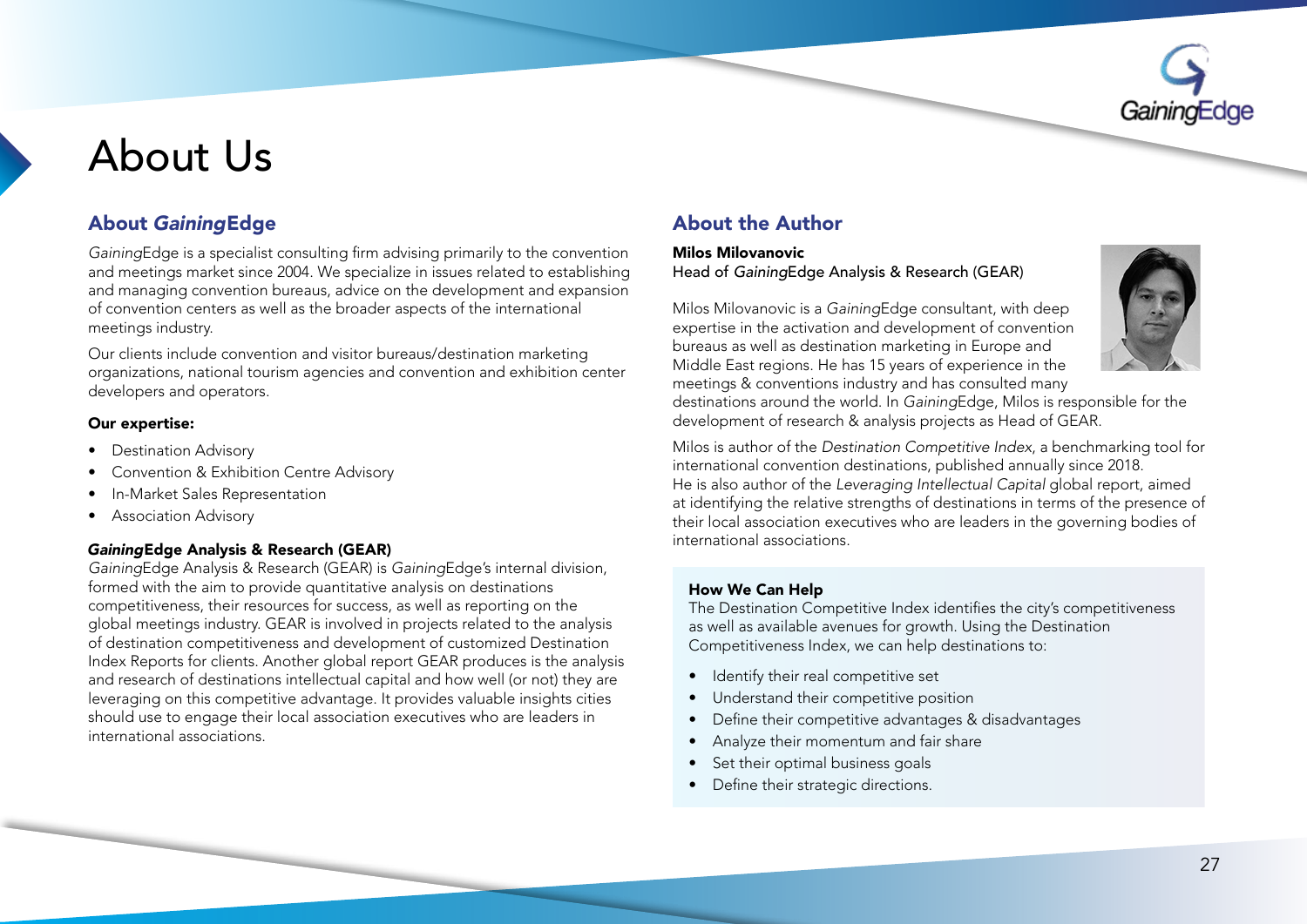# About Us

## About *Gaining*Edge

*Gaining*Edge is a specialist consulting firm advising primarily to the convention and meetings market since 2004. We specialize in issues related to establishing and managing convention bureaus, advice on the development and expansion of convention centers as well as the broader aspects of the international meetings industry.

Our clients include convention and visitor bureaus/destination marketing organizations, national tourism agencies and convention and exhibition center developers and operators.

**Our expertise:**

- Destination Advisory
- Convention & Exhibition Centre Advisory
- In-Market Sales Representation
- Association Advisory

### *Gaining*Edge Analysis & Research (GEAR)

*Gaining*Edge Analysis & Research (GEAR) is *Gaining*Edge's internal division, formed with the aim to provide quantitative analysis on destinations competitiveness, their resources for success, as well as reporting on the global meetings industry. GEAR is involved in projects related to the analysis of destination competitiveness and development of customized Destination Index Reports for clients. Another global report GEAR produces is the analysis and research of destinations intellectual capital and how well (or not) they are leveraging on this competitive advantage. It provides valuable insights cities should use to engage their local association executives who are leaders in international associations.

## About the Author

**Milos Milovanovic**
Head of *Gaining*Edge Analysis & Research (GEAR)

Milos Milovanovic is a *Gaining*Edge consultant, with deep expertise in the activation and development of convention bureaus as well as destination marketing in Europe and Middle East regions. He has 15 years of experience in the meetings & conventions industry and has consulted many destinations around the world. In *Gaining*Edge, Milos is responsible for the development of research & analysis projects as Head of GEAR.

Milos is author of the *Destination Competitive Index*, a benchmarking tool for international convention destinations, published annually since 2018.
He is also author of the *Leveraging Intellectual Capital* global report, aimed at identifying the relative strengths of destinations in terms of the presence of their local association executives who are leaders in the governing bodies of international associations.

**How We Can Help**
The Destination Competitive Index identifies the city's competitiveness as well as available avenues for growth. Using the Destination Competitiveness Index, we can help destinations to:

- Identify their real competitive set
- Understand their competitive position
- Define their competitive advantages & disadvantages
- Analyze their momentum and fair share
- Set their optimal business goals
- Define their strategic directions.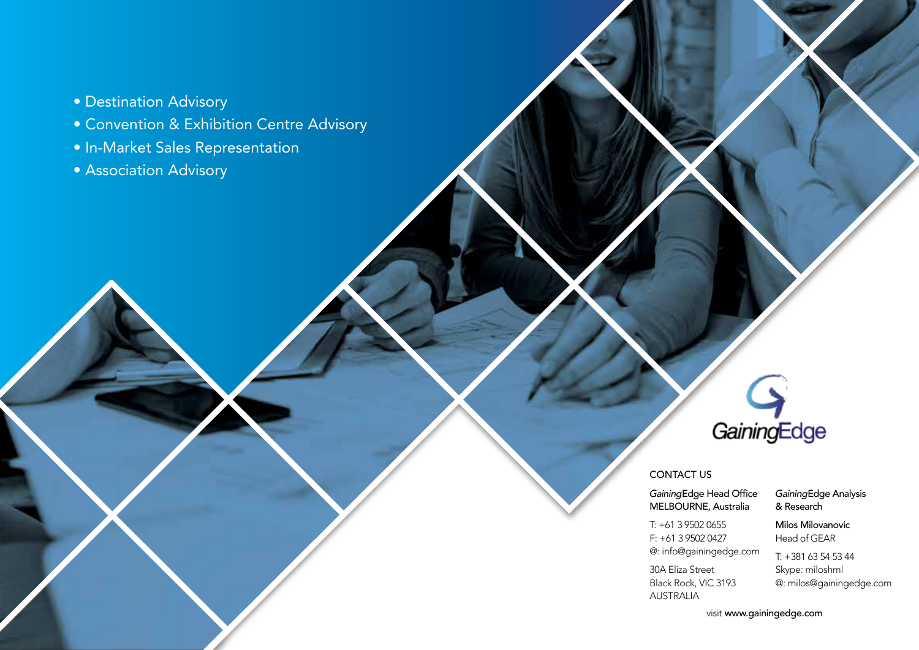- Destination Advisory
- Convention & Exhibition Centre Advisory
- In-Market Sales Representation
- Association Advisory

GainingEdge

CONTACT US

*Gaining*Edge Head Office
MELBOURNE, Australia

T: +61 3 9502 0655
F: +61 3 9502 0427
@: info@gainingedge.com

30A Eliza Street
Black Rock, VIC 3193
AUSTRALIA

*Gaining*Edge Analysis & Research

Milos Milovanovic
Head of GEAR

T: +381 63 54 53 44
Skype: miloshml
@: milos@gainingedge.com

visit www.gainingedge.com